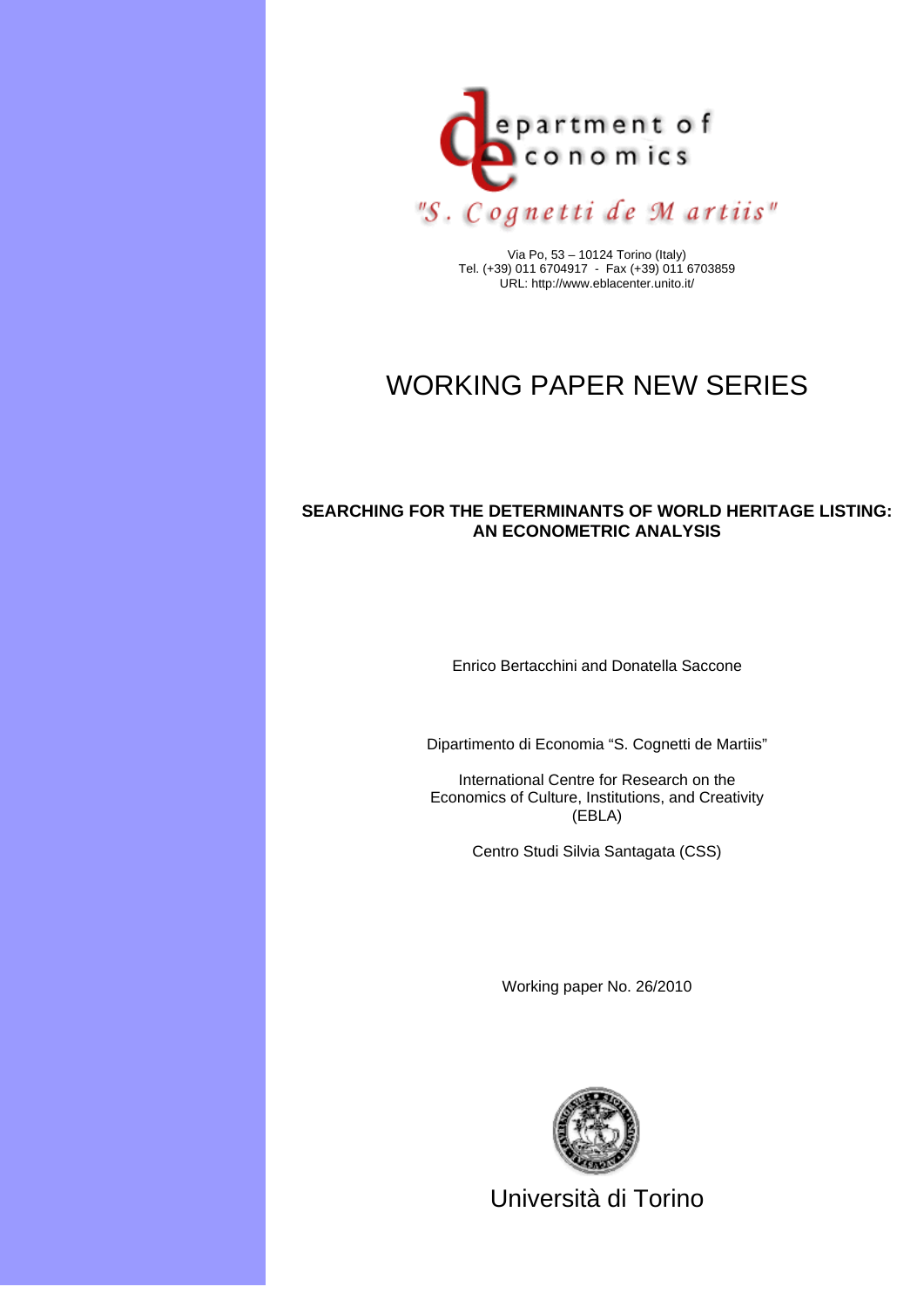department of economics

"S. Cognetti de Martiis"

Via Po, 53 – 10124 Torino (Italy)
Tel. (+39) 011 6704917 - Fax (+39) 011 6703859
URL: http://www.eblacenter.unito.it/

# WORKING PAPER NEW SERIES

## SEARCHING FOR THE DETERMINANTS OF WORLD HERITAGE LISTING: AN ECONOMETRIC ANALYSIS

Enrico Bertacchini and Donatella Saccone

Dipartimento di Economia "S. Cognetti de Martiis"

International Centre for Research on the Economics of Culture, Institutions, and Creativity (EBLA)

Centro Studi Silvia Santagata (CSS)

Working paper No. 26/2010

Università di Torino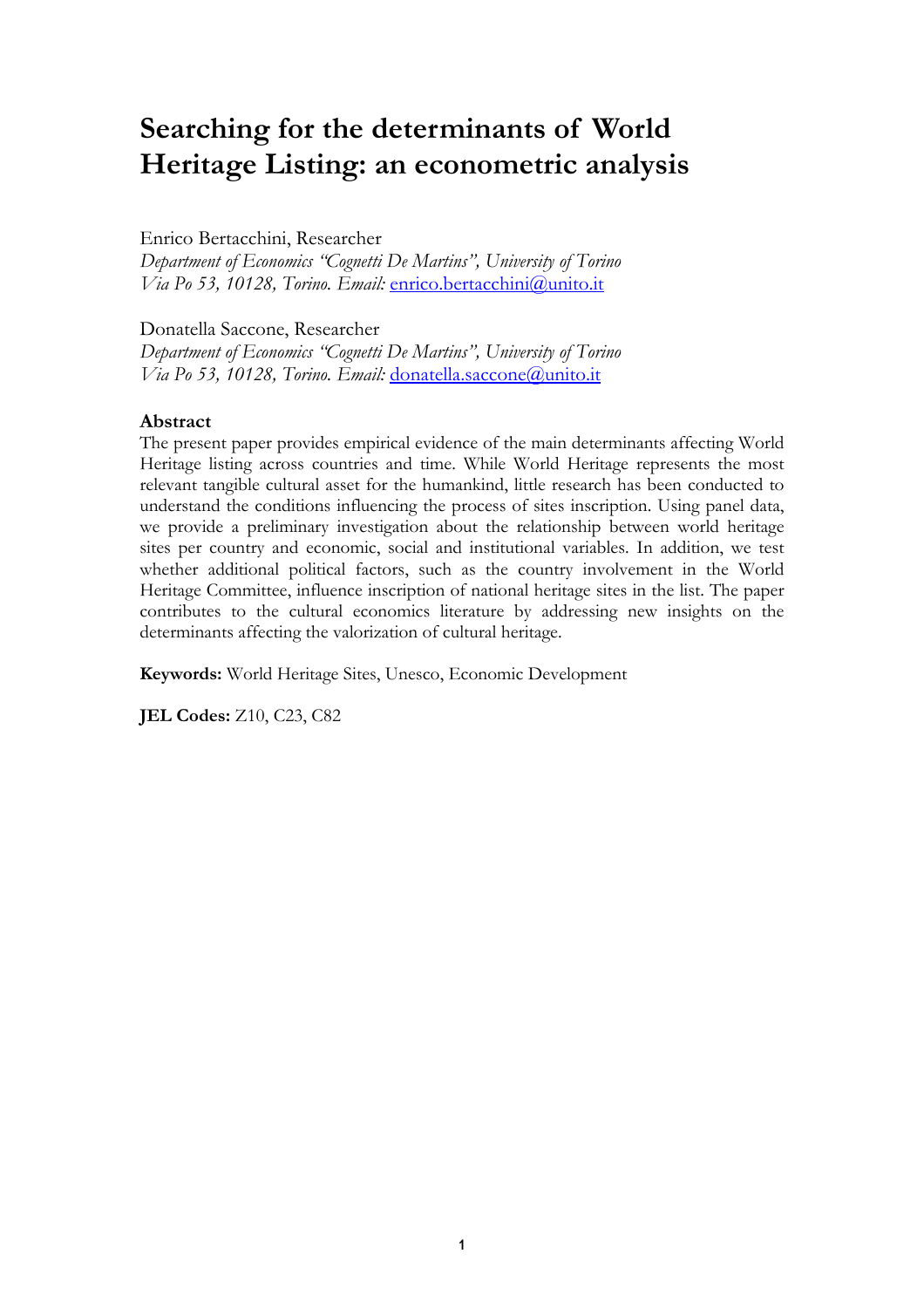# Searching for the determinants of World Heritage Listing: an econometric analysis

Enrico Bertacchini, Researcher
*Department of Economics "Cognetti De Martins", University of Torino*
*Via Po 53, 10128, Torino. Email:* enrico.bertacchini@unito.it

Donatella Saccone, Researcher
*Department of Economics "Cognetti De Martins", University of Torino*
*Via Po 53, 10128, Torino. Email:* donatella.saccone@unito.it

### Abstract

The present paper provides empirical evidence of the main determinants affecting World Heritage listing across countries and time. While World Heritage represents the most relevant tangible cultural asset for the humankind, little research has been conducted to understand the conditions influencing the process of sites inscription. Using panel data, we provide a preliminary investigation about the relationship between world heritage sites per country and economic, social and institutional variables. In addition, we test whether additional political factors, such as the country involvement in the World Heritage Committee, influence inscription of national heritage sites in the list. The paper contributes to the cultural economics literature by addressing new insights on the determinants affecting the valorization of cultural heritage.

**Keywords:** World Heritage Sites, Unesco, Economic Development

**JEL Codes:** Z10, C23, C82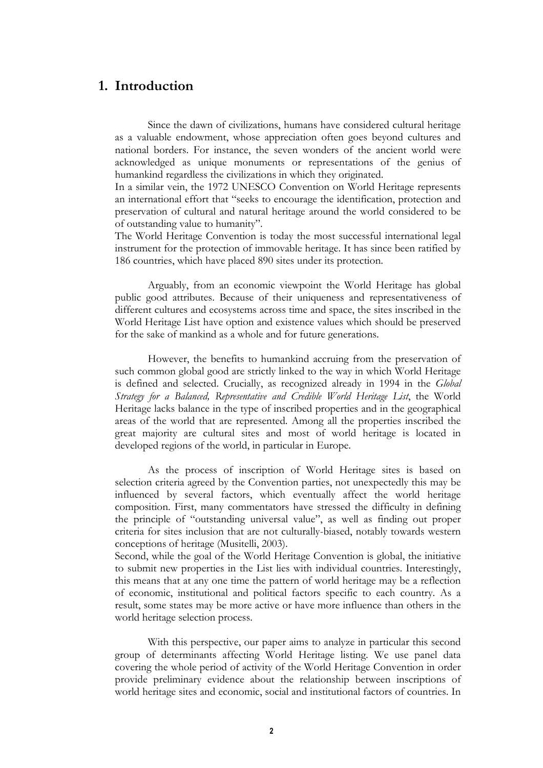# 1. Introduction

Since the dawn of civilizations, humans have considered cultural heritage as a valuable endowment, whose appreciation often goes beyond cultures and national borders. For instance, the seven wonders of the ancient world were acknowledged as unique monuments or representations of the genius of humankind regardless the civilizations in which they originated.

In a similar vein, the 1972 UNESCO Convention on World Heritage represents an international effort that "seeks to encourage the identification, protection and preservation of cultural and natural heritage around the world considered to be of outstanding value to humanity".

The World Heritage Convention is today the most successful international legal instrument for the protection of immovable heritage. It has since been ratified by 186 countries, which have placed 890 sites under its protection.

Arguably, from an economic viewpoint the World Heritage has global public good attributes. Because of their uniqueness and representativeness of different cultures and ecosystems across time and space, the sites inscribed in the World Heritage List have option and existence values which should be preserved for the sake of mankind as a whole and for future generations.

However, the benefits to humankind accruing from the preservation of such common global good are strictly linked to the way in which World Heritage is defined and selected. Crucially, as recognized already in 1994 in the *Global Strategy for a Balanced, Representative and Credible World Heritage List*, the World Heritage lacks balance in the type of inscribed properties and in the geographical areas of the world that are represented. Among all the properties inscribed the great majority are cultural sites and most of world heritage is located in developed regions of the world, in particular in Europe.

As the process of inscription of World Heritage sites is based on selection criteria agreed by the Convention parties, not unexpectedly this may be influenced by several factors, which eventually affect the world heritage composition. First, many commentators have stressed the difficulty in defining the principle of "outstanding universal value", as well as finding out proper criteria for sites inclusion that are not culturally-biased, notably towards western conceptions of heritage (Musitelli, 2003).

Second, while the goal of the World Heritage Convention is global, the initiative to submit new properties in the List lies with individual countries. Interestingly, this means that at any one time the pattern of world heritage may be a reflection of economic, institutional and political factors specific to each country. As a result, some states may be more active or have more influence than others in the world heritage selection process.

With this perspective, our paper aims to analyze in particular this second group of determinants affecting World Heritage listing. We use panel data covering the whole period of activity of the World Heritage Convention in order provide preliminary evidence about the relationship between inscriptions of world heritage sites and economic, social and institutional factors of countries. In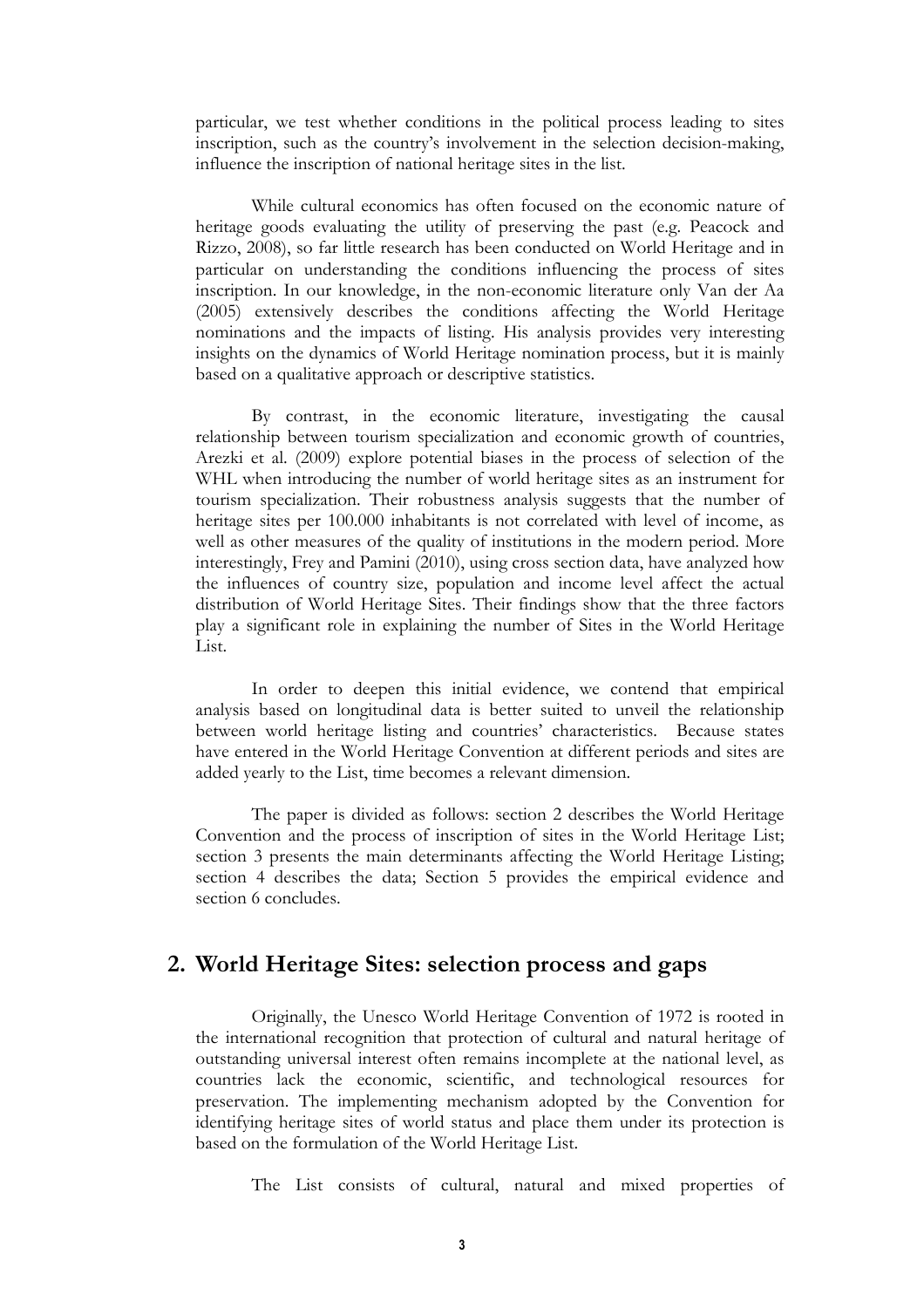particular, we test whether conditions in the political process leading to sites inscription, such as the country's involvement in the selection decision-making, influence the inscription of national heritage sites in the list.

While cultural economics has often focused on the economic nature of heritage goods evaluating the utility of preserving the past (e.g. Peacock and Rizzo, 2008), so far little research has been conducted on World Heritage and in particular on understanding the conditions influencing the process of sites inscription. In our knowledge, in the non-economic literature only Van der Aa (2005) extensively describes the conditions affecting the World Heritage nominations and the impacts of listing. His analysis provides very interesting insights on the dynamics of World Heritage nomination process, but it is mainly based on a qualitative approach or descriptive statistics.

By contrast, in the economic literature, investigating the causal relationship between tourism specialization and economic growth of countries, Arezki et al. (2009) explore potential biases in the process of selection of the WHL when introducing the number of world heritage sites as an instrument for tourism specialization. Their robustness analysis suggests that the number of heritage sites per 100.000 inhabitants is not correlated with level of income, as well as other measures of the quality of institutions in the modern period. More interestingly, Frey and Pamini (2010), using cross section data, have analyzed how the influences of country size, population and income level affect the actual distribution of World Heritage Sites. Their findings show that the three factors play a significant role in explaining the number of Sites in the World Heritage List.

In order to deepen this initial evidence, we contend that empirical analysis based on longitudinal data is better suited to unveil the relationship between world heritage listing and countries' characteristics. Because states have entered in the World Heritage Convention at different periods and sites are added yearly to the List, time becomes a relevant dimension.

The paper is divided as follows: section 2 describes the World Heritage Convention and the process of inscription of sites in the World Heritage List; section 3 presents the main determinants affecting the World Heritage Listing; section 4 describes the data; Section 5 provides the empirical evidence and section 6 concludes.

## 2. World Heritage Sites: selection process and gaps

Originally, the Unesco World Heritage Convention of 1972 is rooted in the international recognition that protection of cultural and natural heritage of outstanding universal interest often remains incomplete at the national level, as countries lack the economic, scientific, and technological resources for preservation. The implementing mechanism adopted by the Convention for identifying heritage sites of world status and place them under its protection is based on the formulation of the World Heritage List.

The List consists of cultural, natural and mixed properties of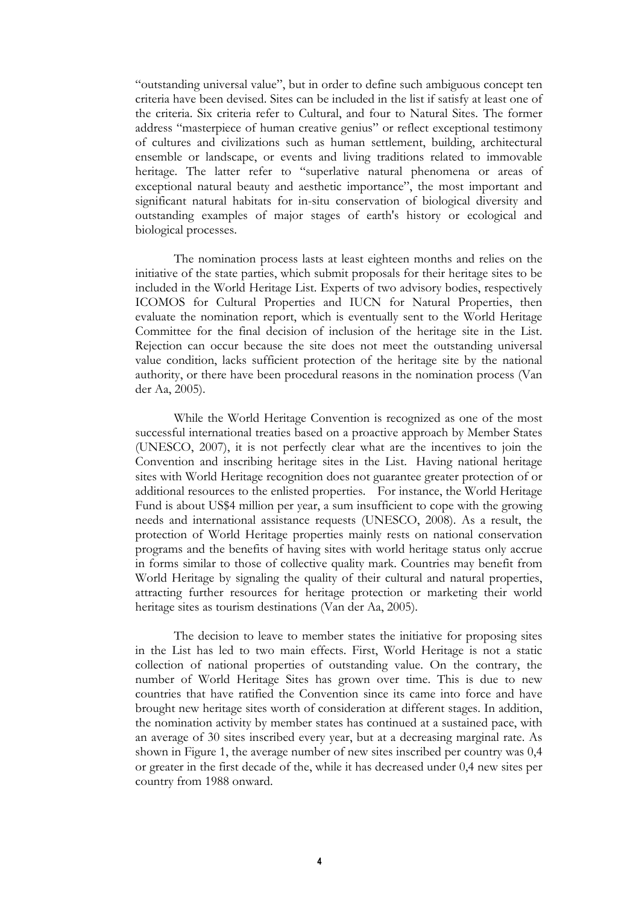"outstanding universal value", but in order to define such ambiguous concept ten criteria have been devised. Sites can be included in the list if satisfy at least one of the criteria. Six criteria refer to Cultural, and four to Natural Sites. The former address "masterpiece of human creative genius" or reflect exceptional testimony of cultures and civilizations such as human settlement, building, architectural ensemble or landscape, or events and living traditions related to immovable heritage. The latter refer to "superlative natural phenomena or areas of exceptional natural beauty and aesthetic importance", the most important and significant natural habitats for in-situ conservation of biological diversity and outstanding examples of major stages of earth's history or ecological and biological processes.

The nomination process lasts at least eighteen months and relies on the initiative of the state parties, which submit proposals for their heritage sites to be included in the World Heritage List. Experts of two advisory bodies, respectively ICOMOS for Cultural Properties and IUCN for Natural Properties, then evaluate the nomination report, which is eventually sent to the World Heritage Committee for the final decision of inclusion of the heritage site in the List. Rejection can occur because the site does not meet the outstanding universal value condition, lacks sufficient protection of the heritage site by the national authority, or there have been procedural reasons in the nomination process (Van der Aa, 2005).

While the World Heritage Convention is recognized as one of the most successful international treaties based on a proactive approach by Member States (UNESCO, 2007), it is not perfectly clear what are the incentives to join the Convention and inscribing heritage sites in the List. Having national heritage sites with World Heritage recognition does not guarantee greater protection of or additional resources to the enlisted properties. For instance, the World Heritage Fund is about US$4 million per year, a sum insufficient to cope with the growing needs and international assistance requests (UNESCO, 2008). As a result, the protection of World Heritage properties mainly rests on national conservation programs and the benefits of having sites with world heritage status only accrue in forms similar to those of collective quality mark. Countries may benefit from World Heritage by signaling the quality of their cultural and natural properties, attracting further resources for heritage protection or marketing their world heritage sites as tourism destinations (Van der Aa, 2005).

The decision to leave to member states the initiative for proposing sites in the List has led to two main effects. First, World Heritage is not a static collection of national properties of outstanding value. On the contrary, the number of World Heritage Sites has grown over time. This is due to new countries that have ratified the Convention since its came into force and have brought new heritage sites worth of consideration at different stages. In addition, the nomination activity by member states has continued at a sustained pace, with an average of 30 sites inscribed every year, but at a decreasing marginal rate. As shown in Figure 1, the average number of new sites inscribed per country was 0,4 or greater in the first decade of the, while it has decreased under 0,4 new sites per country from 1988 onward.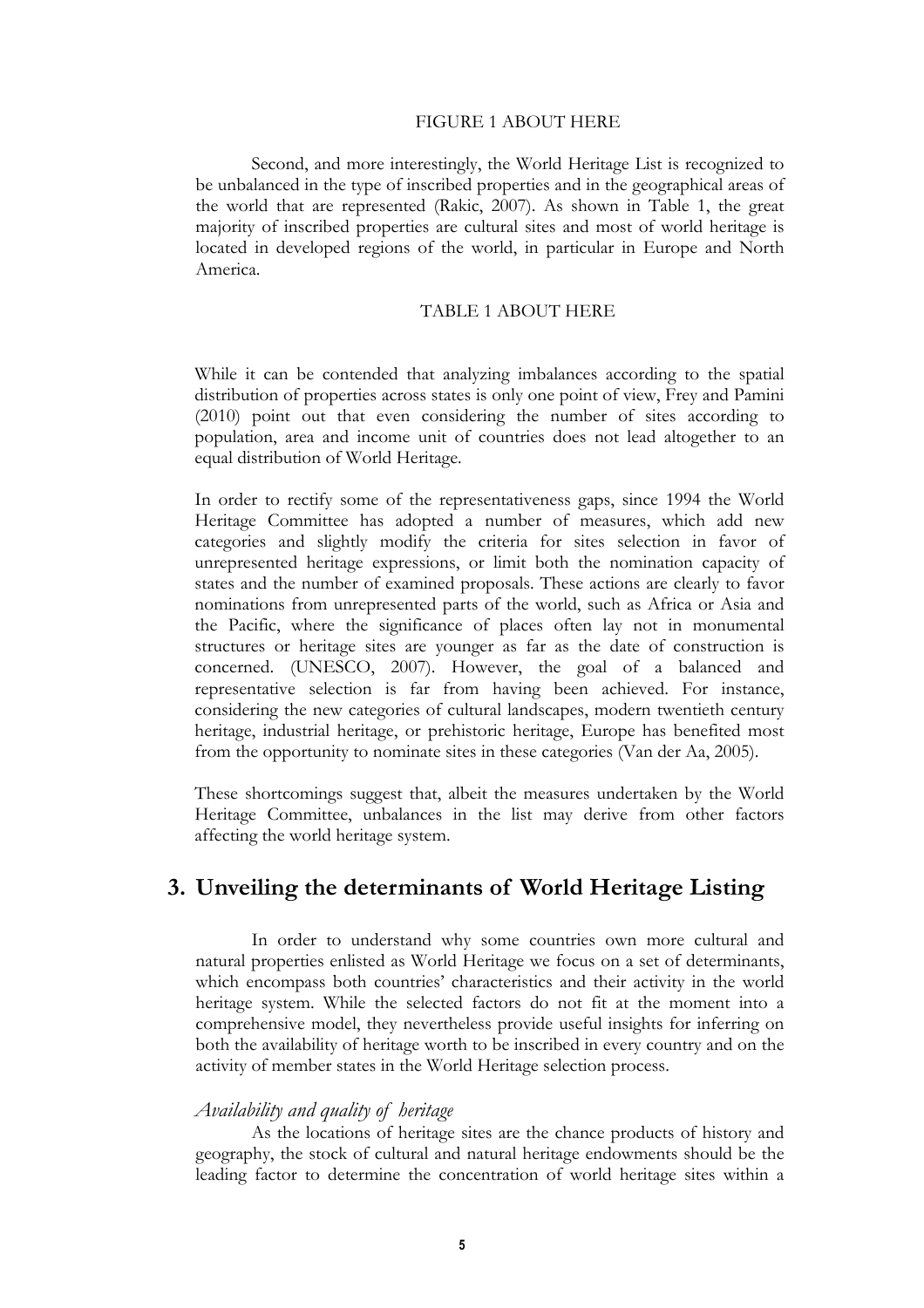FIGURE 1 ABOUT HERE

Second, and more interestingly, the World Heritage List is recognized to be unbalanced in the type of inscribed properties and in the geographical areas of the world that are represented (Rakic, 2007). As shown in Table 1, the great majority of inscribed properties are cultural sites and most of world heritage is located in developed regions of the world, in particular in Europe and North America.

TABLE 1 ABOUT HERE

While it can be contended that analyzing imbalances according to the spatial distribution of properties across states is only one point of view, Frey and Pamini (2010) point out that even considering the number of sites according to population, area and income unit of countries does not lead altogether to an equal distribution of World Heritage.

In order to rectify some of the representativeness gaps, since 1994 the World Heritage Committee has adopted a number of measures, which add new categories and slightly modify the criteria for sites selection in favor of unrepresented heritage expressions, or limit both the nomination capacity of states and the number of examined proposals. These actions are clearly to favor nominations from unrepresented parts of the world, such as Africa or Asia and the Pacific, where the significance of places often lay not in monumental structures or heritage sites are younger as far as the date of construction is concerned. (UNESCO, 2007). However, the goal of a balanced and representative selection is far from having been achieved. For instance, considering the new categories of cultural landscapes, modern twentieth century heritage, industrial heritage, or prehistoric heritage, Europe has benefited most from the opportunity to nominate sites in these categories (Van der Aa, 2005).

These shortcomings suggest that, albeit the measures undertaken by the World Heritage Committee, unbalances in the list may derive from other factors affecting the world heritage system.

# 3. Unveiling the determinants of World Heritage Listing

In order to understand why some countries own more cultural and natural properties enlisted as World Heritage we focus on a set of determinants, which encompass both countries' characteristics and their activity in the world heritage system. While the selected factors do not fit at the moment into a comprehensive model, they nevertheless provide useful insights for inferring on both the availability of heritage worth to be inscribed in every country and on the activity of member states in the World Heritage selection process.

### *Availability and quality of heritage*

As the locations of heritage sites are the chance products of history and geography, the stock of cultural and natural heritage endowments should be the leading factor to determine the concentration of world heritage sites within a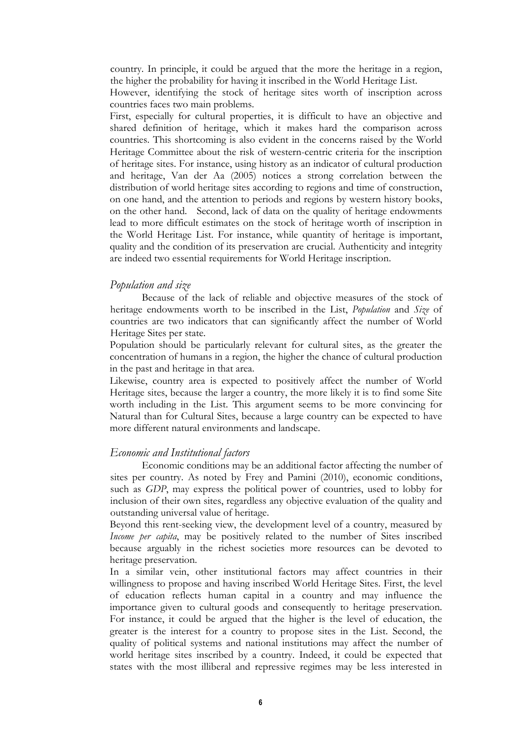country. In principle, it could be argued that the more the heritage in a region, the higher the probability for having it inscribed in the World Heritage List.

However, identifying the stock of heritage sites worth of inscription across countries faces two main problems.

First, especially for cultural properties, it is difficult to have an objective and shared definition of heritage, which it makes hard the comparison across countries. This shortcoming is also evident in the concerns raised by the World Heritage Committee about the risk of western-centric criteria for the inscription of heritage sites. For instance, using history as an indicator of cultural production and heritage, Van der Aa (2005) notices a strong correlation between the distribution of world heritage sites according to regions and time of construction, on one hand, and the attention to periods and regions by western history books, on the other hand. Second, lack of data on the quality of heritage endowments lead to more difficult estimates on the stock of heritage worth of inscription in the World Heritage List. For instance, while quantity of heritage is important, quality and the condition of its preservation are crucial. Authenticity and integrity are indeed two essential requirements for World Heritage inscription.

### *Population and size*

Because of the lack of reliable and objective measures of the stock of heritage endowments worth to be inscribed in the List, *Population* and *Size* of countries are two indicators that can significantly affect the number of World Heritage Sites per state.

Population should be particularly relevant for cultural sites, as the greater the concentration of humans in a region, the higher the chance of cultural production in the past and heritage in that area.

Likewise, country area is expected to positively affect the number of World Heritage sites, because the larger a country, the more likely it is to find some Site worth including in the List. This argument seems to be more convincing for Natural than for Cultural Sites, because a large country can be expected to have more different natural environments and landscape.

### *Economic and Institutional factors*

Economic conditions may be an additional factor affecting the number of sites per country. As noted by Frey and Pamini (2010), economic conditions, such as *GDP*, may express the political power of countries, used to lobby for inclusion of their own sites, regardless any objective evaluation of the quality and outstanding universal value of heritage.

Beyond this rent-seeking view, the development level of a country, measured by *Income per capita*, may be positively related to the number of Sites inscribed because arguably in the richest societies more resources can be devoted to heritage preservation.

In a similar vein, other institutional factors may affect countries in their willingness to propose and having inscribed World Heritage Sites. First, the level of education reflects human capital in a country and may influence the importance given to cultural goods and consequently to heritage preservation. For instance, it could be argued that the higher is the level of education, the greater is the interest for a country to propose sites in the List. Second, the quality of political systems and national institutions may affect the number of world heritage sites inscribed by a country. Indeed, it could be expected that states with the most illiberal and repressive regimes may be less interested in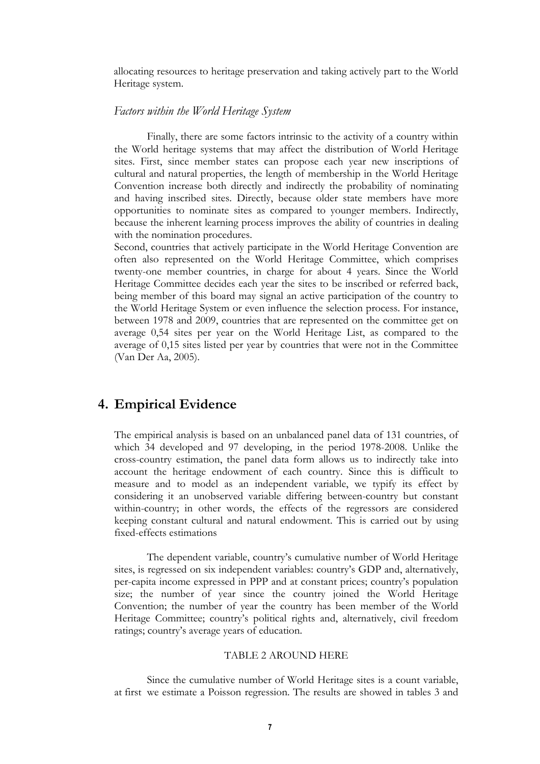allocating resources to heritage preservation and taking actively part to the World Heritage system.

### *Factors within the World Heritage System*

Finally, there are some factors intrinsic to the activity of a country within the World heritage systems that may affect the distribution of World Heritage sites. First, since member states can propose each year new inscriptions of cultural and natural properties, the length of membership in the World Heritage Convention increase both directly and indirectly the probability of nominating and having inscribed sites. Directly, because older state members have more opportunities to nominate sites as compared to younger members. Indirectly, because the inherent learning process improves the ability of countries in dealing with the nomination procedures.

Second, countries that actively participate in the World Heritage Convention are often also represented on the World Heritage Committee, which comprises twenty-one member countries, in charge for about 4 years. Since the World Heritage Committee decides each year the sites to be inscribed or referred back, being member of this board may signal an active participation of the country to the World Heritage System or even influence the selection process. For instance, between 1978 and 2009, countries that are represented on the committee get on average 0,54 sites per year on the World Heritage List, as compared to the average of 0,15 sites listed per year by countries that were not in the Committee (Van Der Aa, 2005).

## 4. Empirical Evidence

The empirical analysis is based on an unbalanced panel data of 131 countries, of which 34 developed and 97 developing, in the period 1978-2008. Unlike the cross-country estimation, the panel data form allows us to indirectly take into account the heritage endowment of each country. Since this is difficult to measure and to model as an independent variable, we typify its effect by considering it an unobserved variable differing between-country but constant within-country; in other words, the effects of the regressors are considered keeping constant cultural and natural endowment. This is carried out by using fixed-effects estimations

The dependent variable, country's cumulative number of World Heritage sites, is regressed on six independent variables: country's GDP and, alternatively, per-capita income expressed in PPP and at constant prices; country's population size; the number of year since the country joined the World Heritage Convention; the number of year the country has been member of the World Heritage Committee; country's political rights and, alternatively, civil freedom ratings; country's average years of education.

TABLE 2 AROUND HERE

Since the cumulative number of World Heritage sites is a count variable, at first we estimate a Poisson regression. The results are showed in tables 3 and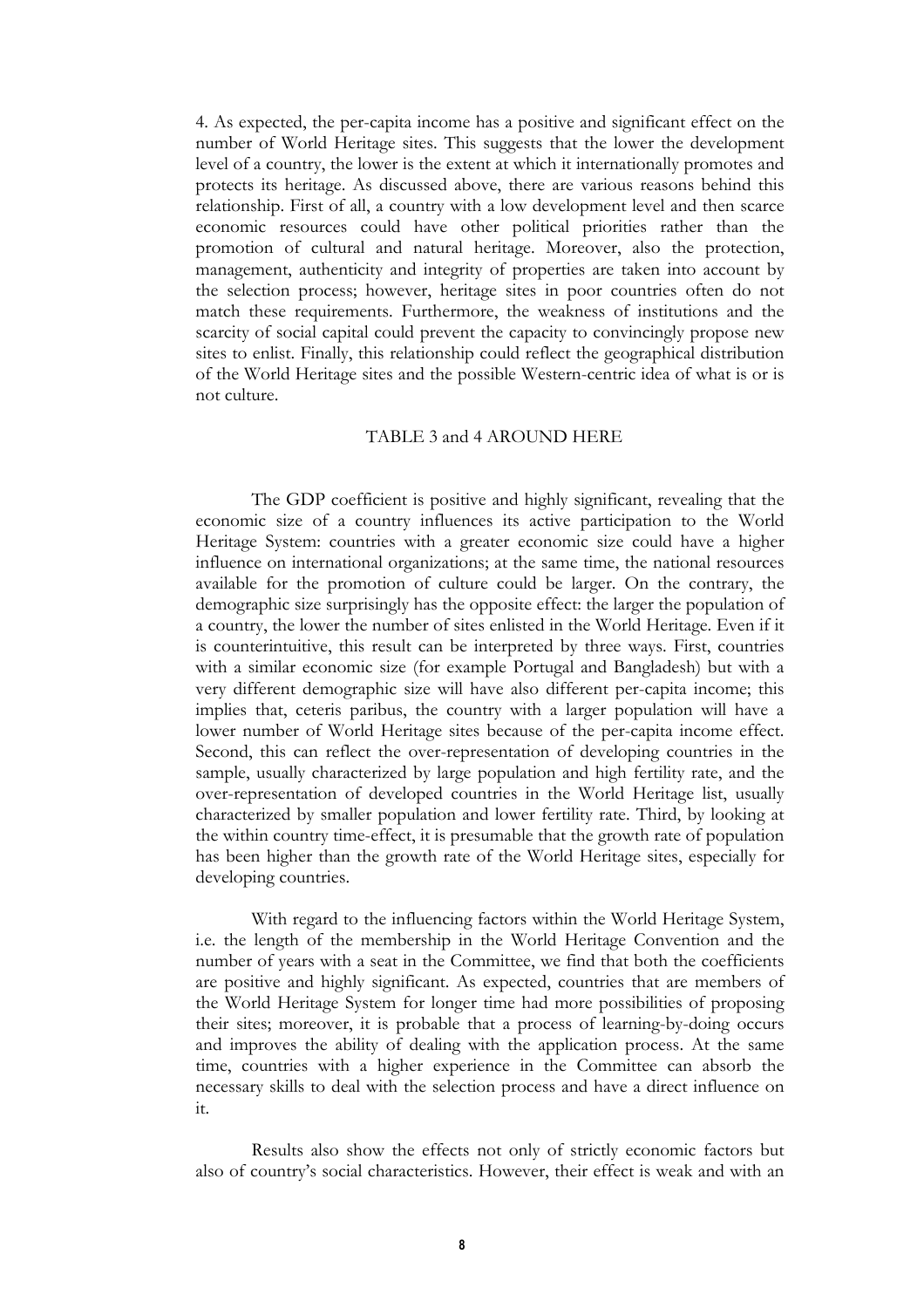4. As expected, the per-capita income has a positive and significant effect on the number of World Heritage sites. This suggests that the lower the development level of a country, the lower is the extent at which it internationally promotes and protects its heritage. As discussed above, there are various reasons behind this relationship. First of all, a country with a low development level and then scarce economic resources could have other political priorities rather than the promotion of cultural and natural heritage. Moreover, also the protection, management, authenticity and integrity of properties are taken into account by the selection process; however, heritage sites in poor countries often do not match these requirements. Furthermore, the weakness of institutions and the scarcity of social capital could prevent the capacity to convincingly propose new sites to enlist. Finally, this relationship could reflect the geographical distribution of the World Heritage sites and the possible Western-centric idea of what is or is not culture.

TABLE 3 and 4 AROUND HERE

The GDP coefficient is positive and highly significant, revealing that the economic size of a country influences its active participation to the World Heritage System: countries with a greater economic size could have a higher influence on international organizations; at the same time, the national resources available for the promotion of culture could be larger. On the contrary, the demographic size surprisingly has the opposite effect: the larger the population of a country, the lower the number of sites enlisted in the World Heritage. Even if it is counterintuitive, this result can be interpreted by three ways. First, countries with a similar economic size (for example Portugal and Bangladesh) but with a very different demographic size will have also different per-capita income; this implies that, ceteris paribus, the country with a larger population will have a lower number of World Heritage sites because of the per-capita income effect. Second, this can reflect the over-representation of developing countries in the sample, usually characterized by large population and high fertility rate, and the over-representation of developed countries in the World Heritage list, usually characterized by smaller population and lower fertility rate. Third, by looking at the within country time-effect, it is presumable that the growth rate of population has been higher than the growth rate of the World Heritage sites, especially for developing countries.

With regard to the influencing factors within the World Heritage System, i.e. the length of the membership in the World Heritage Convention and the number of years with a seat in the Committee, we find that both the coefficients are positive and highly significant. As expected, countries that are members of the World Heritage System for longer time had more possibilities of proposing their sites; moreover, it is probable that a process of learning-by-doing occurs and improves the ability of dealing with the application process. At the same time, countries with a higher experience in the Committee can absorb the necessary skills to deal with the selection process and have a direct influence on it.

Results also show the effects not only of strictly economic factors but also of country's social characteristics. However, their effect is weak and with an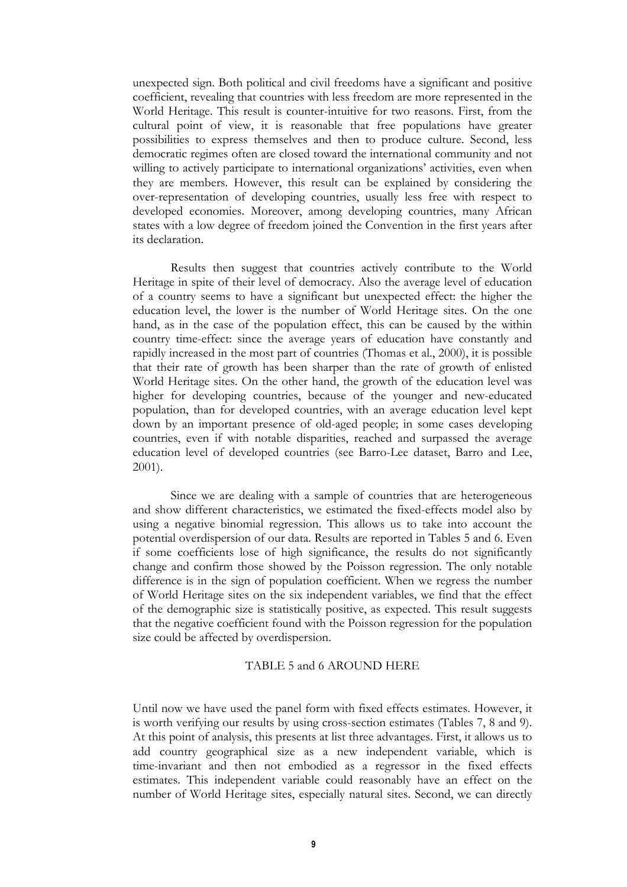unexpected sign. Both political and civil freedoms have a significant and positive coefficient, revealing that countries with less freedom are more represented in the World Heritage. This result is counter-intuitive for two reasons. First, from the cultural point of view, it is reasonable that free populations have greater possibilities to express themselves and then to produce culture. Second, less democratic regimes often are closed toward the international community and not willing to actively participate to international organizations' activities, even when they are members. However, this result can be explained by considering the over-representation of developing countries, usually less free with respect to developed economies. Moreover, among developing countries, many African states with a low degree of freedom joined the Convention in the first years after its declaration.

Results then suggest that countries actively contribute to the World Heritage in spite of their level of democracy. Also the average level of education of a country seems to have a significant but unexpected effect: the higher the education level, the lower is the number of World Heritage sites. On the one hand, as in the case of the population effect, this can be caused by the within country time-effect: since the average years of education have constantly and rapidly increased in the most part of countries (Thomas et al., 2000), it is possible that their rate of growth has been sharper than the rate of growth of enlisted World Heritage sites. On the other hand, the growth of the education level was higher for developing countries, because of the younger and new-educated population, than for developed countries, with an average education level kept down by an important presence of old-aged people; in some cases developing countries, even if with notable disparities, reached and surpassed the average education level of developed countries (see Barro-Lee dataset, Barro and Lee, 2001).

Since we are dealing with a sample of countries that are heterogeneous and show different characteristics, we estimated the fixed-effects model also by using a negative binomial regression. This allows us to take into account the potential overdispersion of our data. Results are reported in Tables 5 and 6. Even if some coefficients lose of high significance, the results do not significantly change and confirm those showed by the Poisson regression. The only notable difference is in the sign of population coefficient. When we regress the number of World Heritage sites on the six independent variables, we find that the effect of the demographic size is statistically positive, as expected. This result suggests that the negative coefficient found with the Poisson regression for the population size could be affected by overdispersion.

TABLE 5 and 6 AROUND HERE

Until now we have used the panel form with fixed effects estimates. However, it is worth verifying our results by using cross-section estimates (Tables 7, 8 and 9). At this point of analysis, this presents at list three advantages. First, it allows us to add country geographical size as a new independent variable, which is time-invariant and then not embodied as a regressor in the fixed effects estimates. This independent variable could reasonably have an effect on the number of World Heritage sites, especially natural sites. Second, we can directly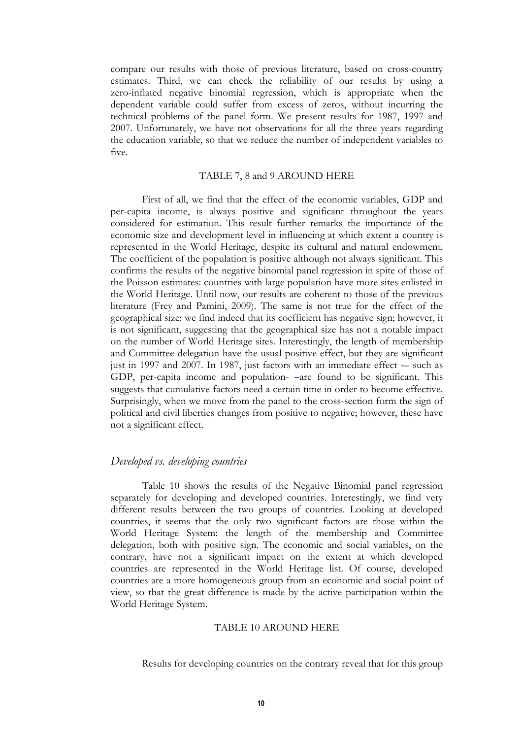compare our results with those of previous literature, based on cross-country estimates. Third, we can check the reliability of our results by using a zero-inflated negative binomial regression, which is appropriate when the dependent variable could suffer from excess of zeros, without incurring the technical problems of the panel form. We present results for 1987, 1997 and 2007. Unfortunately, we have not observations for all the three years regarding the education variable, so that we reduce the number of independent variables to five.

TABLE 7, 8 and 9 AROUND HERE

First of all, we find that the effect of the economic variables, GDP and per-capita income, is always positive and significant throughout the years considered for estimation. This result further remarks the importance of the economic size and development level in influencing at which extent a country is represented in the World Heritage, despite its cultural and natural endowment. The coefficient of the population is positive although not always significant. This confirms the results of the negative binomial panel regression in spite of those of the Poisson estimates: countries with large population have more sites enlisted in the World Heritage. Until now, our results are coherent to those of the previous literature (Frey and Pamini, 2009). The same is not true for the effect of the geographical size: we find indeed that its coefficient has negative sign; however, it is not significant, suggesting that the geographical size has not a notable impact on the number of World Heritage sites. Interestingly, the length of membership and Committee delegation have the usual positive effect, but they are significant just in 1997 and 2007. In 1987, just factors with an immediate effect –- such as GDP, per-capita income and population- –are found to be significant. This suggests that cumulative factors need a certain time in order to become effective. Surprisingly, when we move from the panel to the cross-section form the sign of political and civil liberties changes from positive to negative; however, these have not a significant effect.

### *Developed vs. developing countries*

Table 10 shows the results of the Negative Binomial panel regression separately for developing and developed countries. Interestingly, we find very different results between the two groups of countries. Looking at developed countries, it seems that the only two significant factors are those within the World Heritage System: the length of the membership and Committee delegation, both with positive sign. The economic and social variables, on the contrary, have not a significant impact on the extent at which developed countries are represented in the World Heritage list. Of course, developed countries are a more homogeneous group from an economic and social point of view, so that the great difference is made by the active participation within the World Heritage System.

TABLE 10 AROUND HERE

Results for developing countries on the contrary reveal that for this group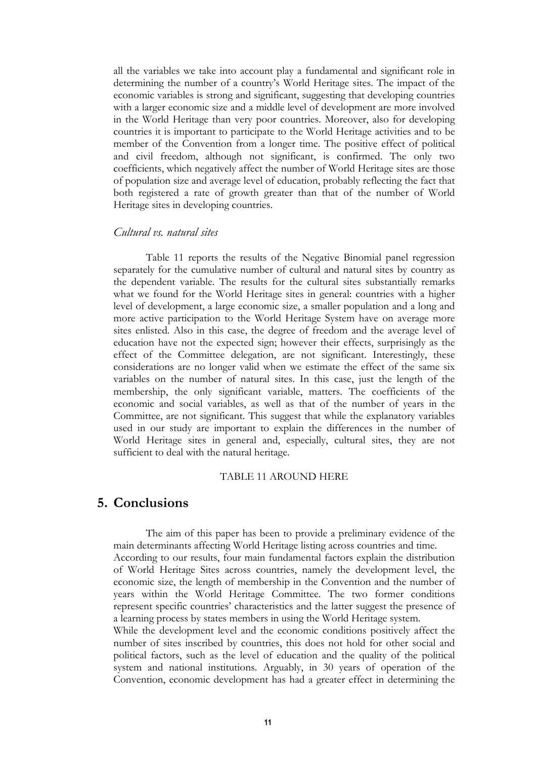all the variables we take into account play a fundamental and significant role in determining the number of a country's World Heritage sites. The impact of the economic variables is strong and significant, suggesting that developing countries with a larger economic size and a middle level of development are more involved in the World Heritage than very poor countries. Moreover, also for developing countries it is important to participate to the World Heritage activities and to be member of the Convention from a longer time. The positive effect of political and civil freedom, although not significant, is confirmed. The only two coefficients, which negatively affect the number of World Heritage sites are those of population size and average level of education, probably reflecting the fact that both registered a rate of growth greater than that of the number of World Heritage sites in developing countries.

### *Cultural vs. natural sites*

Table 11 reports the results of the Negative Binomial panel regression separately for the cumulative number of cultural and natural sites by country as the dependent variable. The results for the cultural sites substantially remarks what we found for the World Heritage sites in general: countries with a higher level of development, a large economic size, a smaller population and a long and more active participation to the World Heritage System have on average more sites enlisted. Also in this case, the degree of freedom and the average level of education have not the expected sign; however their effects, surprisingly as the effect of the Committee delegation, are not significant. Interestingly, these considerations are no longer valid when we estimate the effect of the same six variables on the number of natural sites. In this case, just the length of the membership, the only significant variable, matters. The coefficients of the economic and social variables, as well as that of the number of years in the Committee, are not significant. This suggest that while the explanatory variables used in our study are important to explain the differences in the number of World Heritage sites in general and, especially, cultural sites, they are not sufficient to deal with the natural heritage.

TABLE 11 AROUND HERE

## 5. Conclusions

The aim of this paper has been to provide a preliminary evidence of the main determinants affecting World Heritage listing across countries and time.

According to our results, four main fundamental factors explain the distribution of World Heritage Sites across countries, namely the development level, the economic size, the length of membership in the Convention and the number of years within the World Heritage Committee. The two former conditions represent specific countries' characteristics and the latter suggest the presence of a learning process by states members in using the World Heritage system.

While the development level and the economic conditions positively affect the number of sites inscribed by countries, this does not hold for other social and political factors, such as the level of education and the quality of the political system and national institutions. Arguably, in 30 years of operation of the Convention, economic development has had a greater effect in determining the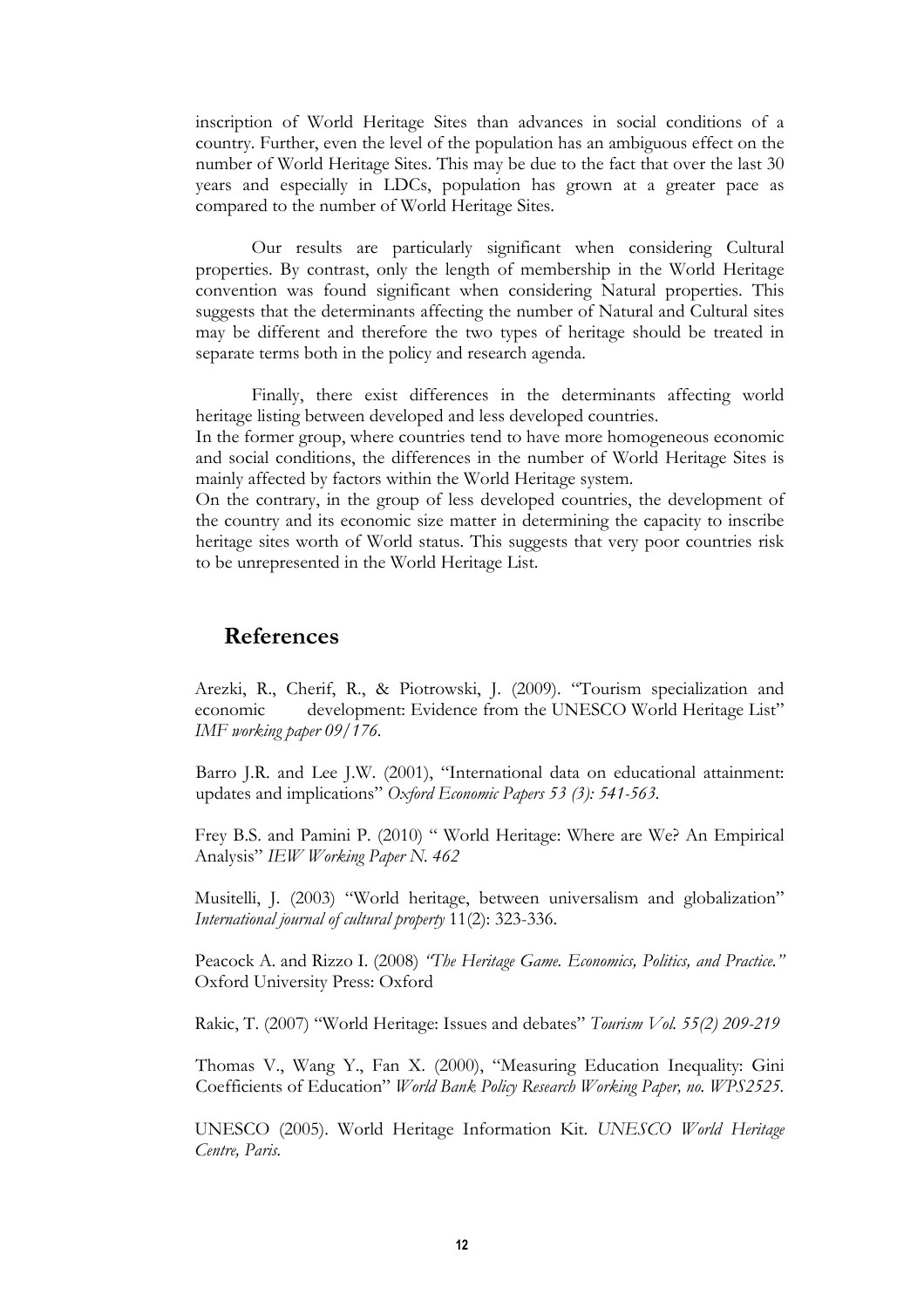inscription of World Heritage Sites than advances in social conditions of a country. Further, even the level of the population has an ambiguous effect on the number of World Heritage Sites. This may be due to the fact that over the last 30 years and especially in LDCs, population has grown at a greater pace as compared to the number of World Heritage Sites.

Our results are particularly significant when considering Cultural properties. By contrast, only the length of membership in the World Heritage convention was found significant when considering Natural properties. This suggests that the determinants affecting the number of Natural and Cultural sites may be different and therefore the two types of heritage should be treated in separate terms both in the policy and research agenda.

Finally, there exist differences in the determinants affecting world heritage listing between developed and less developed countries.
In the former group, where countries tend to have more homogeneous economic and social conditions, the differences in the number of World Heritage Sites is mainly affected by factors within the World Heritage system.
On the contrary, in the group of less developed countries, the development of the country and its economic size matter in determining the capacity to inscribe heritage sites worth of World status. This suggests that very poor countries risk to be unrepresented in the World Heritage List.

## References

Arezki, R., Cherif, R., & Piotrowski, J. (2009). "Tourism specialization and economic development: Evidence from the UNESCO World Heritage List" *IMF working paper 09/176*.

Barro J.R. and Lee J.W. (2001), "International data on educational attainment: updates and implications" *Oxford Economic Papers 53 (3): 541-563*.

Frey B.S. and Pamini P. (2010) " World Heritage: Where are We? An Empirical Analysis" *IEW Working Paper N. 462*

Musitelli, J. (2003) "World heritage, between universalism and globalization" *International journal of cultural property* 11(2): 323-336.

Peacock A. and Rizzo I. (2008) *"The Heritage Game. Economics, Politics, and Practice."* Oxford University Press: Oxford

Rakic, T. (2007) "World Heritage: Issues and debates" *Tourism Vol. 55(2) 209-219*

Thomas V., Wang Y., Fan X. (2000), "Measuring Education Inequality: Gini Coefficients of Education" *World Bank Policy Research Working Paper, no. WPS2525.*

UNESCO (2005). World Heritage Information Kit. *UNESCO World Heritage Centre, Paris.*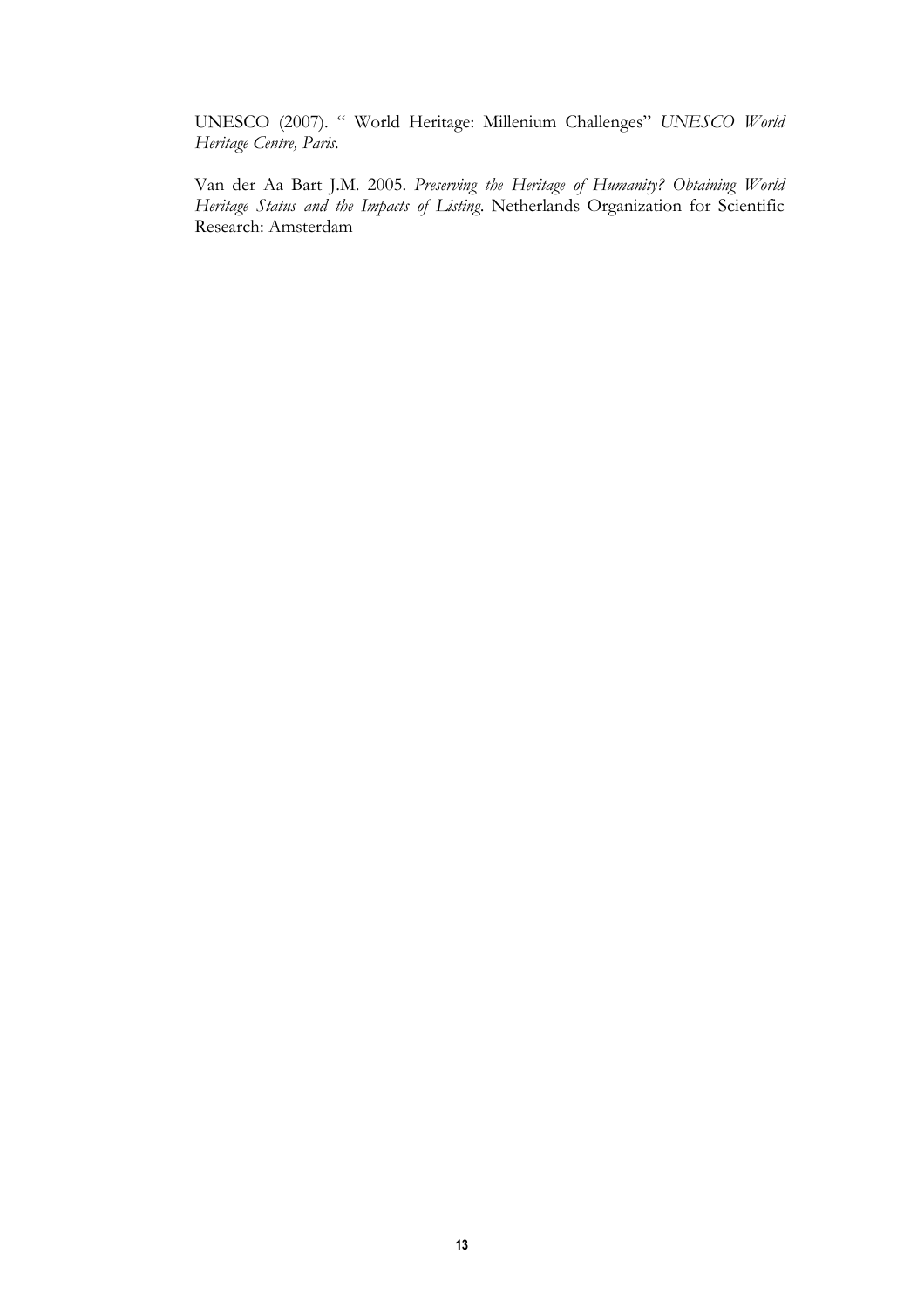UNESCO (2007). " World Heritage: Millenium Challenges" *UNESCO World Heritage Centre, Paris.*

Van der Aa Bart J.M. 2005. *Preserving the Heritage of Humanity? Obtaining World Heritage Status and the Impacts of Listing*. Netherlands Organization for Scientific Research: Amsterdam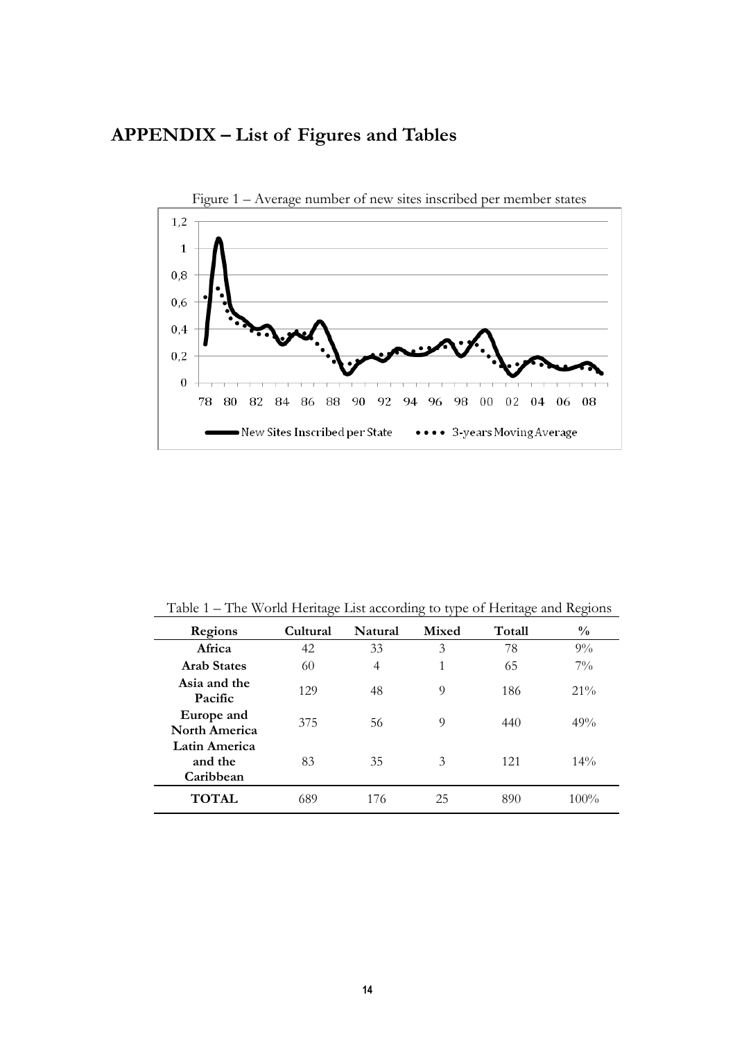# APPENDIX – List of Figures and Tables

Figure 1 – Average number of new sites inscribed per member states

Table 1 – The World Heritage List according to type of Heritage and Regions

| Regions | Cultural | Natural | Mixed | Totall | % |
|---|---|---|---|---|---|
| **Africa** | 42 | 33 | 3 | 78 | 9% |
| **Arab States** | 60 | 4 | 1 | 65 | 7% |
| **Asia and the Pacific** | 129 | 48 | 9 | 186 | 21% |
| **Europe and North America** | 375 | 56 | 9 | 440 | 49% |
| **Latin America and the Caribbean** | 83 | 35 | 3 | 121 | 14% |
| **TOTAL** | 689 | 176 | 25 | 890 | 100% |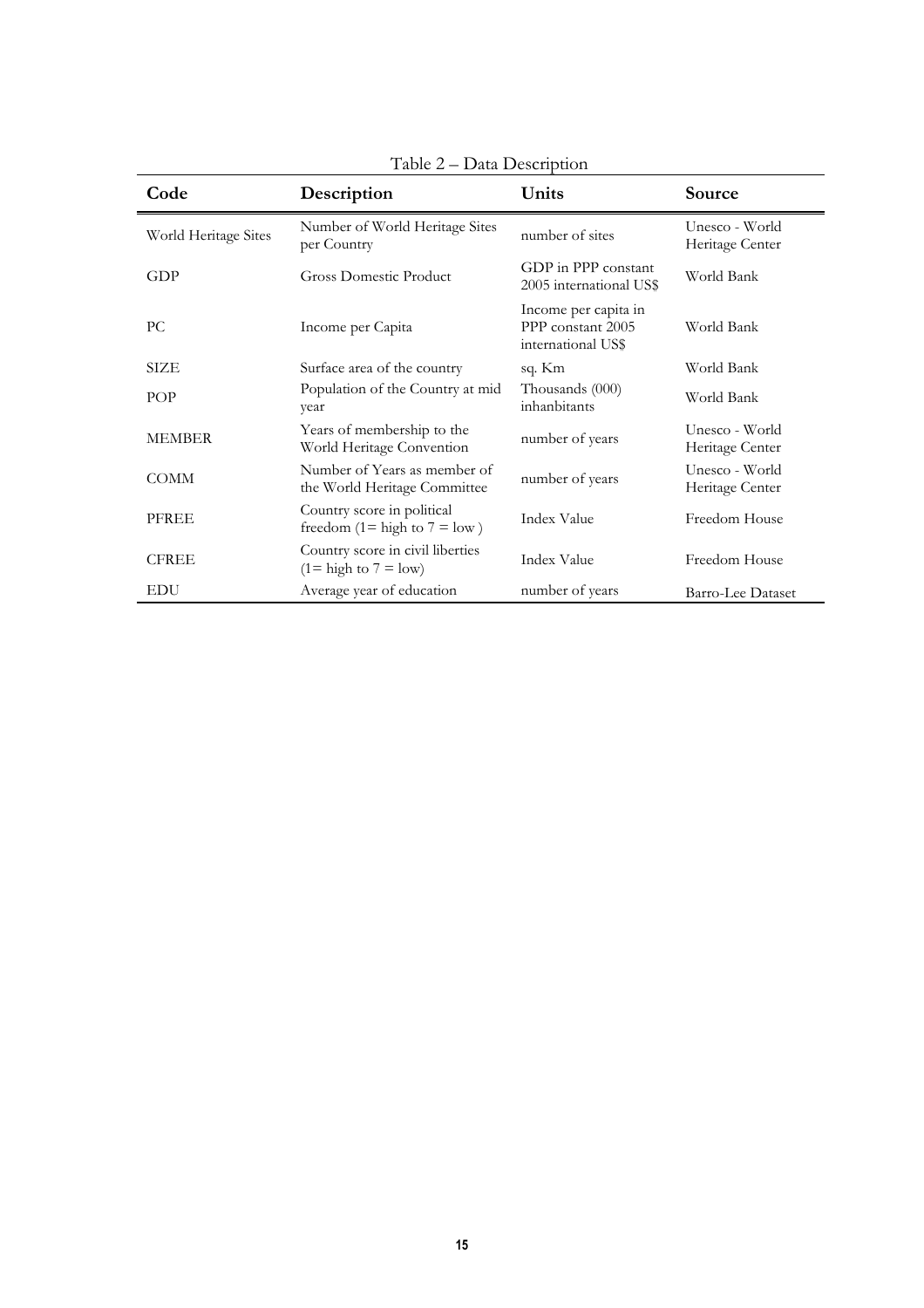Table 2 – Data Description

| Code | Description | Units | Source |
|---|---|---|---|
| World Heritage Sites | Number of World Heritage Sites per Country | number of sites | Unesco - World Heritage Center |
| GDP | Gross Domestic Product | GDP in PPP constant 2005 international US$ | World Bank |
| PC | Income per Capita | Income per capita in PPP constant 2005 international US$ | World Bank |
| SIZE | Surface area of the country | sq. Km | World Bank |
| POP | Population of the Country at mid year | Thousands (000) inhanbitants | World Bank |
| MEMBER | Years of membership to the World Heritage Convention | number of years | Unesco - World Heritage Center |
| COMM | Number of Years as member of the World Heritage Committee | number of years | Unesco - World Heritage Center |
| PFREE | Country score in political freedom (1= high to 7 = low ) | Index Value | Freedom House |
| CFREE | Country score in civil liberties (1= high to 7 = low) | Index Value | Freedom House |
| EDU | Average year of education | number of years | Barro-Lee Dataset |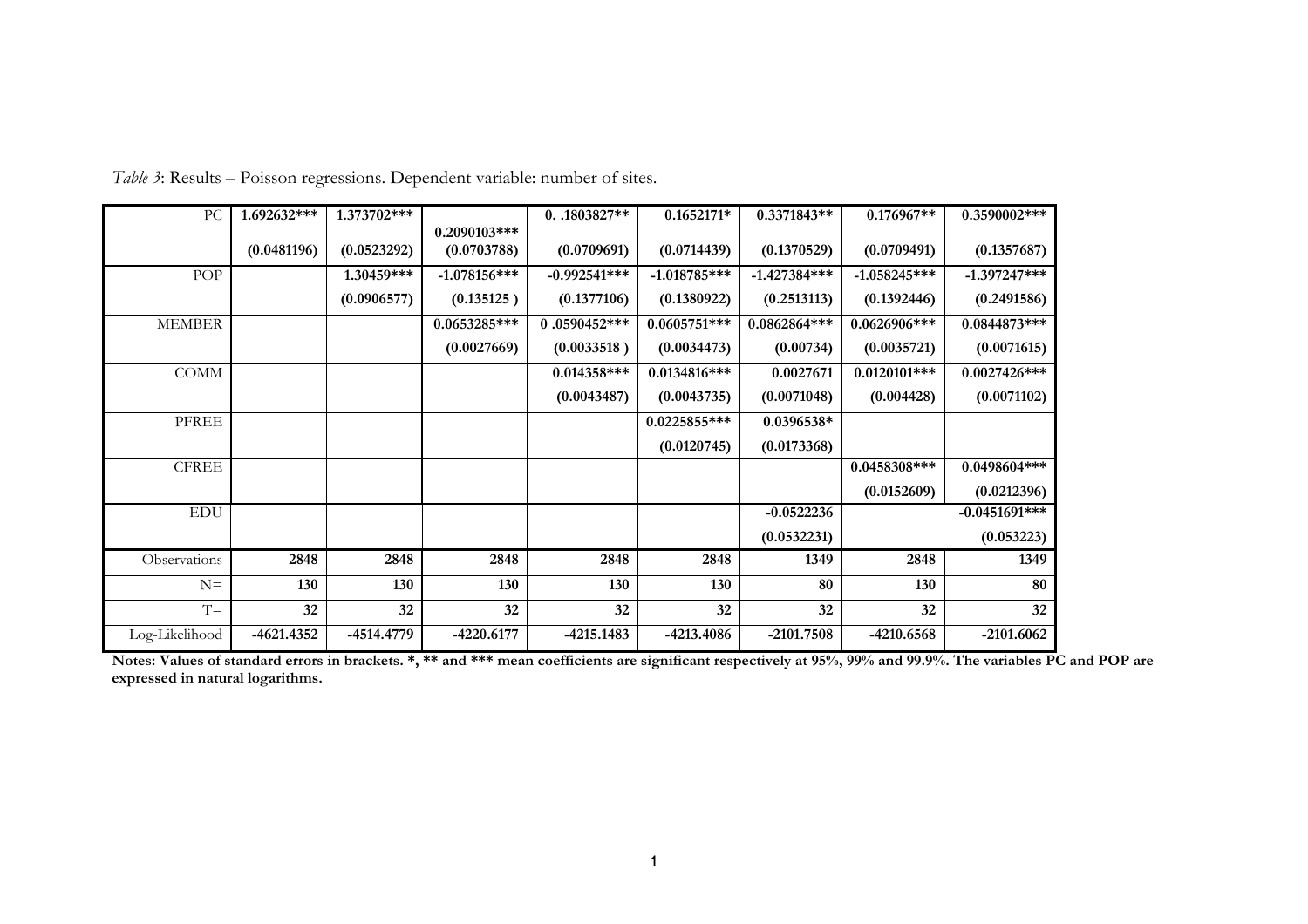*Table 3*: Results – Poisson regressions. Dependent variable: number of sites.

| | | | | | | | | |
|---|---|---|---|---|---|---|---|---|
| PC | **1.692632*****<br>**(0.0481196)** | **1.373702*****<br>**(0.0523292)** | **0.2090103*****<br>**(0.0703788)** | **0. .1803827****<br>**(0.0709691)** | **0.1652171***<br>**(0.0714439)** | **0.3371843****<br>**(0.1370529)** | **0.176967****<br>**(0.0709491)** | **0.3590002*****<br>**(0.1357687)** |
| POP | | **1.30459*****<br>**(0.0906577)** | **-1.078156*****<br>**(0.135125 )** | **-0.992541*****<br>**(0.1377106)** | **-1.018785*****<br>**(0.1380922)** | **-1.427384*****<br>**(0.2513113)** | **-1.058245*****<br>**(0.1392446)** | **-1.397247*****<br>**(0.2491586)** |
| MEMBER | | | **0.0653285*****<br>**(0.0027669)** | **0 .0590452*****<br>**(0.0033518 )** | **0.0605751*****<br>**(0.0034473)** | **0.0862864*****<br>**(0.00734)** | **0.0626906*****<br>**(0.0035721)** | **0.0844873*****<br>**(0.0071615)** |
| COMM | | | | **0.014358*****<br>**(0.0043487)** | **0.0134816*****<br>**(0.0043735)** | **0.0027671**<br>**(0.0071048)** | **0.0120101*****<br>**(0.004428)** | **0.0027426*****<br>**(0.0071102)** |
| PFREE | | | | | **0.0225855*****<br>**(0.0120745)** | **0.0396538***<br>**(0.0173368)** | | |
| CFREE | | | | | | | **0.0458308*****<br>**(0.0152609)** | **0.0498604*****<br>**(0.0212396)** |
| EDU | | | | | | **-0.0522236**<br>**(0.0532231)** | | **-0.0451691*****<br>**(0.053223)** |
| Observations | **2848** | **2848** | **2848** | **2848** | **2848** | **1349** | **2848** | **1349** |
| N= | **130** | **130** | **130** | **130** | **130** | **80** | **130** | **80** |
| T= | **32** | **32** | **32** | **32** | **32** | **32** | **32** | **32** |
| Log-Likelihood | **-4621.4352** | **-4514.4779** | **-4220.6177** | **-4215.1483** | **-4213.4086** | **-2101.7508** | **-4210.6568** | **-2101.6062** |

**Notes: Values of standard errors in brackets. *, ** and *** mean coefficients are significant respectively at 95%, 99% and 99.9%. The variables PC and POP are expressed in natural logarithms.**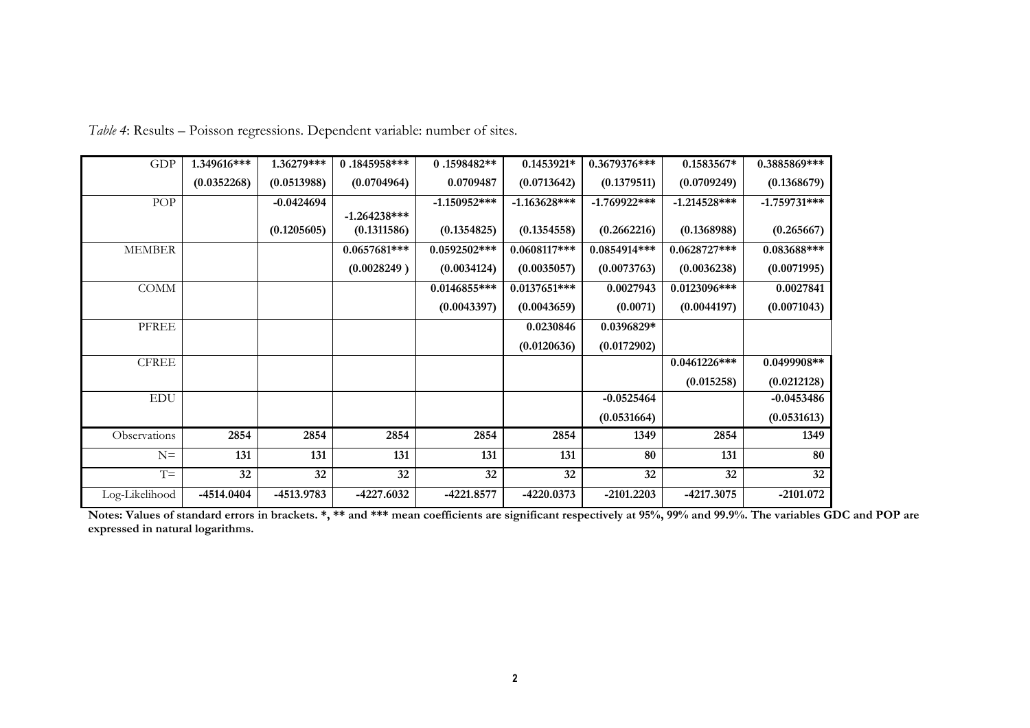*Table 4*: Results – Poisson regressions. Dependent variable: number of sites.

| | | | | | | | | |
|---|---|---|---|---|---|---|---|---|
| GDP | **1.349616*** ** | **1.36279*** ** | **0 .1845958*** ** | **0 .1598482** ** | **0.1453921*** | **0.3679376*** ** | **0.1583567*** | **0.3885869*** ** |
| | **(0.0352268)** | **(0.0513988)** | **(0.0704964)** | **0.0709487** | **(0.0713642)** | **(0.1379511)** | **(0.0709249)** | **(0.1368679)** |
| POP | | **-0.0424694** | **-1.264238*** ** | **-1.150952*** ** | **-1.163628*** ** | **-1.769922*** ** | **-1.214528*** ** | **-1.759731*** ** |
| | | **(0.1205605)** | **(0.1311586)** | **(0.1354825)** | **(0.1354558)** | **(0.2662216)** | **(0.1368988)** | **(0.265667)** |
| MEMBER | | | **0.0657681*** ** | **0.0592502*** ** | **0.0608117*** ** | **0.0854914*** ** | **0.0628727*** ** | **0.083688*** ** |
| | | | **(0.0028249 )** | **(0.0034124)** | **(0.0035057)** | **(0.0073763)** | **(0.0036238)** | **(0.0071995)** |
| COMM | | | | **0.0146855*** ** | **0.0137651*** ** | **0.0027943** | **0.0123096*** ** | **0.0027841** |
| | | | | **(0.0043397)** | **(0.0043659)** | **(0.0071)** | **(0.0044197)** | **(0.0071043)** |
| PFREE | | | | | **0.0230846** | **0.0396829*** | | |
| | | | | | **(0.0120636)** | **(0.0172902)** | | |
| CFREE | | | | | | | **0.0461226*** ** | **0.0499908** ** |
| | | | | | | | **(0.015258)** | **(0.0212128)** |
| EDU | | | | | | **-0.0525464** | | **-0.0453486** |
| | | | | | | **(0.0531664)** | | **(0.0531613)** |
| Observations | **2854** | **2854** | **2854** | **2854** | **2854** | **1349** | **2854** | **1349** |
| N= | **131** | **131** | **131** | **131** | **131** | **80** | **131** | **80** |
| T= | **32** | **32** | **32** | **32** | **32** | **32** | **32** | **32** |
| Log-Likelihood | **-4514.0404** | **-4513.9783** | **-4227.6032** | **-4221.8577** | **-4220.0373** | **-2101.2203** | **-4217.3075** | **-2101.072** |

**Notes: Values of standard errors in brackets. *, ** and *** mean coefficients are significant respectively at 95%, 99% and 99.9%. The variables GDC and POP are expressed in natural logarithms.**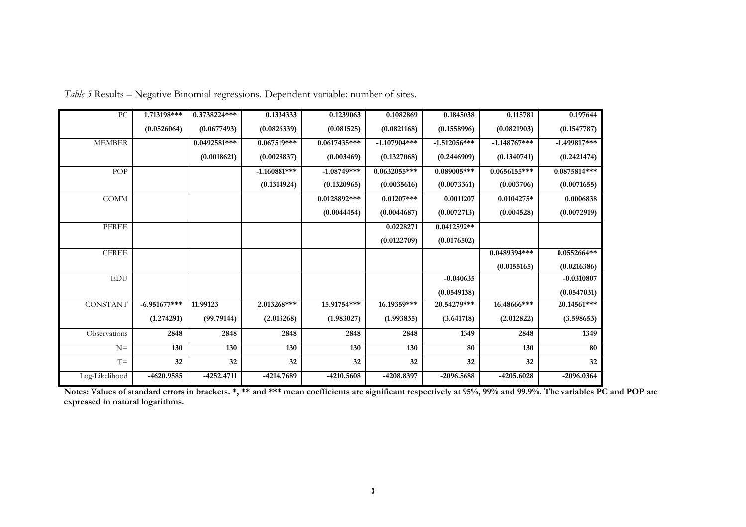*Table 5* Results – Negative Binomial regressions. Dependent variable: number of sites.

| | | | | | | | | |
|---|---|---|---|---|---|---|---|---|
| PC | 1.713198*** | 0.3738224*** | 0.1334333 | 0.1239063 | 0.1082869 | 0.1845038 | 0.115781 | 0.197644 |
| | (0.0526064) | (0.0677493) | (0.0826339) | (0.081525) | (0.0821168) | (0.1558996) | (0.0821903) | (0.1547787) |
| MEMBER | | 0.0492581*** | 0.067519*** | 0.0617435*** | -1.107904*** | -1.512056*** | -1.148767*** | -1.499817*** |
| | | (0.0018621) | (0.0028837) | (0.003469) | (0.1327068) | (0.2446909) | (0.1340741) | (0.2421474) |
| POP | | | -1.160881*** | -1.08749*** | 0.0632055*** | 0.089005*** | 0.0656155*** | 0.0875814*** |
| | | | (0.1314924) | (0.1320965) | (0.0035616) | (0.0073361) | (0.003706) | (0.0071655) |
| COMM | | | | 0.0128892*** | 0.01207*** | 0.0011207 | 0.0104275* | 0.0006838 |
| | | | | (0.0044454) | (0.0044687) | (0.0072713) | (0.004528) | (0.0072919) |
| PFREE | | | | | 0.0228271 | 0.0412592** | | |
| | | | | | (0.0122709) | (0.0176502) | | |
| CFREE | | | | | | | 0.0489394*** | 0.0552664** |
| | | | | | | | (0.0155165) | (0.0216386) |
| EDU | | | | | | -0.040635 | | -0.0310807 |
| | | | | | | (0.0549138) | | (0.0547031) |
| CONSTANT | -6.951677*** | 11.99123 | 2.013268*** | 15.91754*** | 16.19359*** | 20.54279*** | 16.48666*** | 20.14561*** |
| | (1.274291) | (99.79144) | (2.013268) | (1.983027) | (1.993835) | (3.641718) | (2.012822) | (3.598653) |
| Observations | 2848 | 2848 | 2848 | 2848 | 2848 | 1349 | 2848 | 1349 |
| N= | 130 | 130 | 130 | 130 | 130 | 80 | 130 | 80 |
| T= | 32 | 32 | 32 | 32 | 32 | 32 | 32 | 32 |
| Log-Likelihood | -4620.9585 | -4252.4711 | -4214.7689 | -4210.5608 | -4208.8397 | -2096.5688 | -4205.6028 | -2096.0364 |

**Notes: Values of standard errors in brackets. *, ** and *** mean coefficients are significant respectively at 95%, 99% and 99.9%. The variables PC and POP are expressed in natural logarithms.**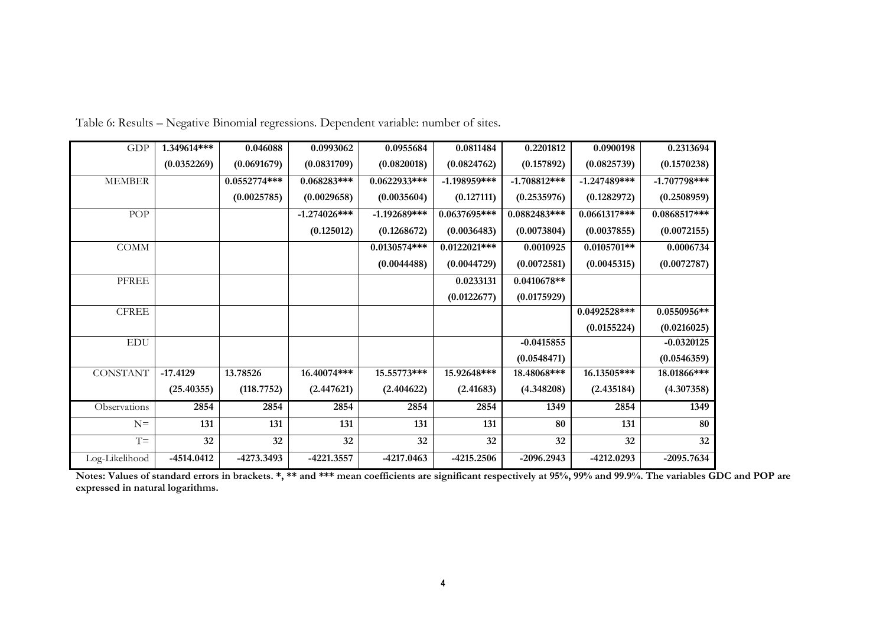Table 6: Results – Negative Binomial regressions. Dependent variable: number of sites.

| | | | | | | | | |
|---|---|---|---|---|---|---|---|---|
| GDP | 1.349614*** | 0.046088 | 0.0993062 | 0.0955684 | 0.0811484 | 0.2201812 | 0.0900198 | 0.2313694 |
| | (0.0352269) | (0.0691679) | (0.0831709) | (0.0820018) | (0.0824762) | (0.157892) | (0.0825739) | (0.1570238) |
| MEMBER | | 0.0552774*** | 0.068283*** | 0.0622933*** | -1.198959*** | -1.708812*** | -1.247489*** | -1.707798*** |
| | | (0.0025785) | (0.0029658) | (0.0035604) | (0.127111) | (0.2535976) | (0.1282972) | (0.2508959) |
| POP | | | -1.274026*** | -1.192689*** | 0.0637695*** | 0.0882483*** | 0.0661317*** | 0.0868517*** |
| | | | (0.125012) | (0.1268672) | (0.0036483) | (0.0073804) | (0.0037855) | (0.0072155) |
| COMM | | | | 0.0130574*** | 0.0122021*** | 0.0010925 | 0.0105701** | 0.0006734 |
| | | | | (0.0044488) | (0.0044729) | (0.0072581) | (0.0045315) | (0.0072787) |
| PFREE | | | | | 0.0233131 | 0.0410678** | | |
| | | | | | (0.0122677) | (0.0175929) | | |
| CFREE | | | | | | | 0.0492528*** | 0.0550956** |
| | | | | | | | (0.0155224) | (0.0216025) |
| EDU | | | | | | -0.0415855 | | -0.0320125 |
| | | | | | | (0.0548471) | | (0.0546359) |
| CONSTANT | -17.4129 | 13.78526 | 16.40074*** | 15.55773*** | 15.92648*** | 18.48068*** | 16.13505*** | 18.01866*** |
| | (25.40355) | (118.7752) | (2.447621) | (2.404622) | (2.41683) | (4.348208) | (2.435184) | (4.307358) |
| Observations | 2854 | 2854 | 2854 | 2854 | 2854 | 1349 | 2854 | 1349 |
| N= | 131 | 131 | 131 | 131 | 131 | 80 | 131 | 80 |
| T= | 32 | 32 | 32 | 32 | 32 | 32 | 32 | 32 |
| Log-Likelihood | -4514.0412 | -4273.3493 | -4221.3557 | -4217.0463 | -4215.2506 | -2096.2943 | -4212.0293 | -2095.7634 |

**Notes: Values of standard errors in brackets. *, ** and *** mean coefficients are significant respectively at 95%, 99% and 99.9%. The variables GDC and POP are expressed in natural logarithms.**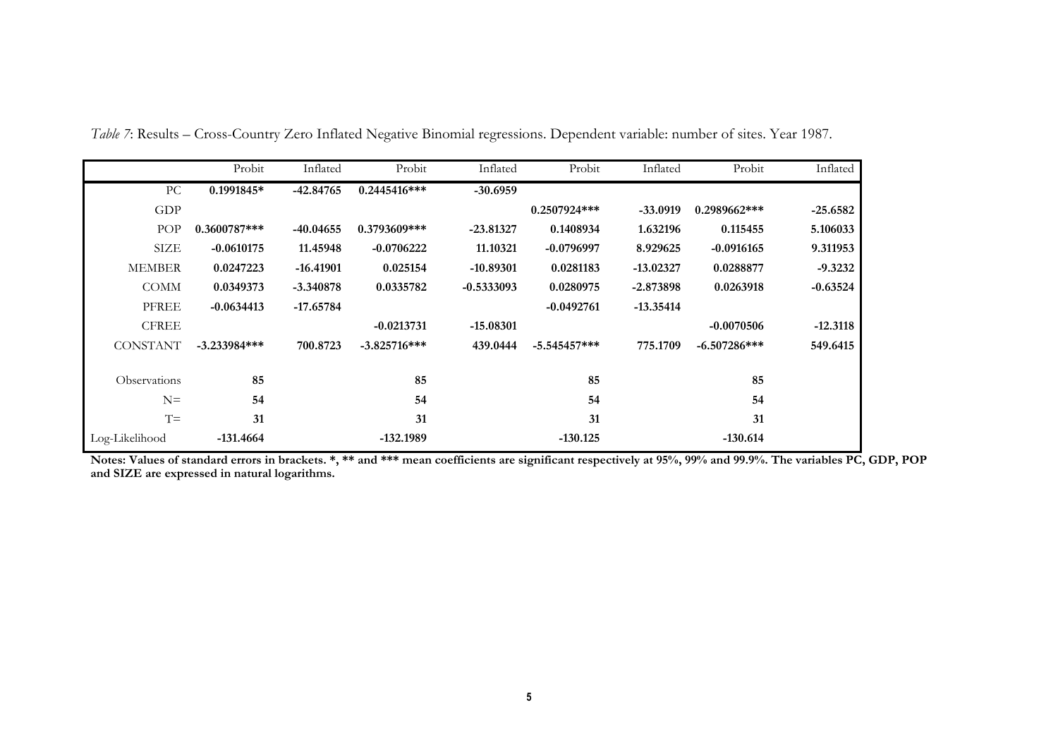*Table 7*: Results – Cross-Country Zero Inflated Negative Binomial regressions. Dependent variable: number of sites. Year 1987.

| | Probit | Inflated | Probit | Inflated | Probit | Inflated | Probit | Inflated |
|---|---|---|---|---|---|---|---|---|
| PC | **0.1991845*** | **-42.84765** | **0.2445416***** | **-30.6959** | | | | |
| GDP | | | | | **0.2507924***** | **-33.0919** | **0.2989662***** | **-25.6582** |
| POP | **0.3600787***** | **-40.04655** | **0.3793609***** | **-23.81327** | **0.1408934** | **1.632196** | **0.115455** | **5.106033** |
| SIZE | **-0.0610175** | **11.45948** | **-0.0706222** | **11.10321** | **-0.0796997** | **8.929625** | **-0.0916165** | **9.311953** |
| MEMBER | **0.0247223** | **-16.41901** | **0.025154** | **-10.89301** | **0.0281183** | **-13.02327** | **0.0288877** | **-9.3232** |
| COMM | **0.0349373** | **-3.340878** | **0.0335782** | **-0.5333093** | **0.0280975** | **-2.873898** | **0.0263918** | **-0.63524** |
| PFREE | **-0.0634413** | **-17.65784** | | | **-0.0492761** | **-13.35414** | | |
| CFREE | | | **-0.0213731** | **-15.08301** | | | **-0.0070506** | **-12.3118** |
| CONSTANT | **-3.233984***** | **700.8723** | **-3.825716***** | **439.0444** | **-5.545457***** | **775.1709** | **-6.507286***** | **549.6415** |
| Observations | **85** | | **85** | | **85** | | **85** | |
| N= | **54** | | **54** | | **54** | | **54** | |
| T= | **31** | | **31** | | **31** | | **31** | |
| Log-Likelihood | **-131.4664** | | **-132.1989** | | **-130.125** | | **-130.614** | |

**Notes: Values of standard errors in brackets. *, ** and *** mean coefficients are significant respectively at 95%, 99% and 99.9%. The variables PC, GDP, POP and SIZE are expressed in natural logarithms.**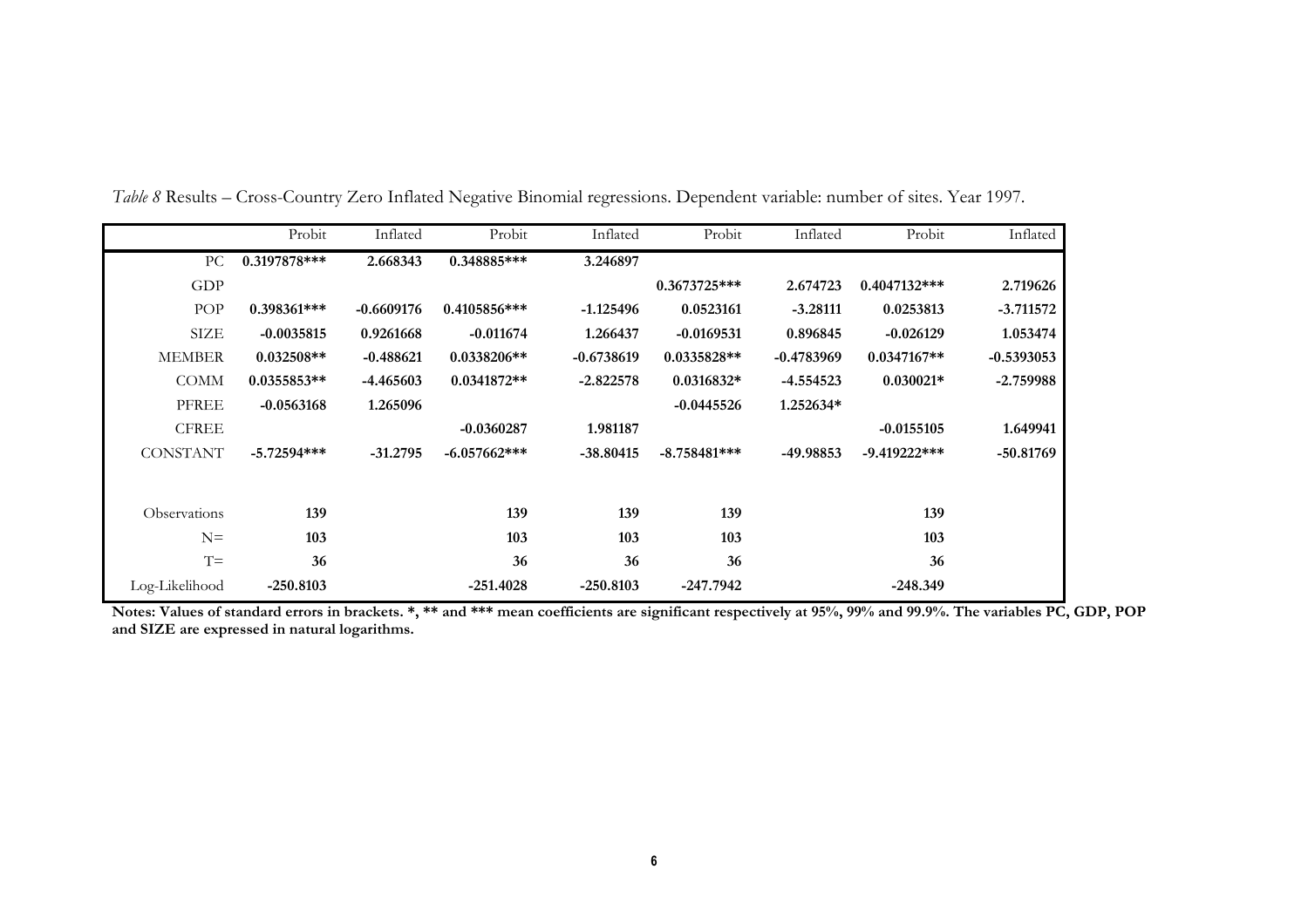*Table 8* Results – Cross-Country Zero Inflated Negative Binomial regressions. Dependent variable: number of sites. Year 1997.

| | Probit | Inflated | Probit | Inflated | Probit | Inflated | Probit | Inflated |
|---|---|---|---|---|---|---|---|---|
| PC | **0.3197878*** ** | **2.668343** | **0.348885*** ** | **3.246897** | | | | |
| GDP | | | | | **0.3673725*** ** | **2.674723** | **0.4047132*** ** | **2.719626** |
| POP | **0.398361*** ** | **-0.6609176** | **0.4105856*** ** | **-1.125496** | **0.0523161** | **-3.28111** | **0.0253813** | **-3.711572** |
| SIZE | **-0.0035815** | **0.9261668** | **-0.011674** | **1.266437** | **-0.0169531** | **0.896845** | **-0.026129** | **1.053474** |
| MEMBER | **0.032508** ** | **-0.488621** | **0.0338206** ** | **-0.6738619** | **0.0335828** ** | **-0.4783969** | **0.0347167** ** | **-0.5393053** |
| COMM | **0.0355853** ** | **-4.465603** | **0.0341872** ** | **-2.822578** | **0.0316832*** | **-4.554523** | **0.030021*** | **-2.759988** |
| PFREE | **-0.0563168** | **1.265096** | | | **-0.0445526** | **1.252634*** | | |
| CFREE | | | **-0.0360287** | **1.981187** | | | **-0.0155105** | **1.649941** |
| CONSTANT | **-5.72594*** ** | **-31.2795** | **-6.057662*** ** | **-38.80415** | **-8.758481*** ** | **-49.98853** | **-9.419222*** ** | **-50.81769** |
| | | | | | | | | |
| Observations | **139** | | **139** | **139** | **139** | | **139** | |
| N= | **103** | | **103** | **103** | **103** | | **103** | |
| T= | **36** | | **36** | **36** | **36** | | **36** | |
| Log-Likelihood | **-250.8103** | | **-251.4028** | **-250.8103** | **-247.7942** | | **-248.349** | |

**Notes: Values of standard errors in brackets. *, ** and *** mean coefficients are significant respectively at 95%, 99% and 99.9%. The variables PC, GDP, POP and SIZE are expressed in natural logarithms.**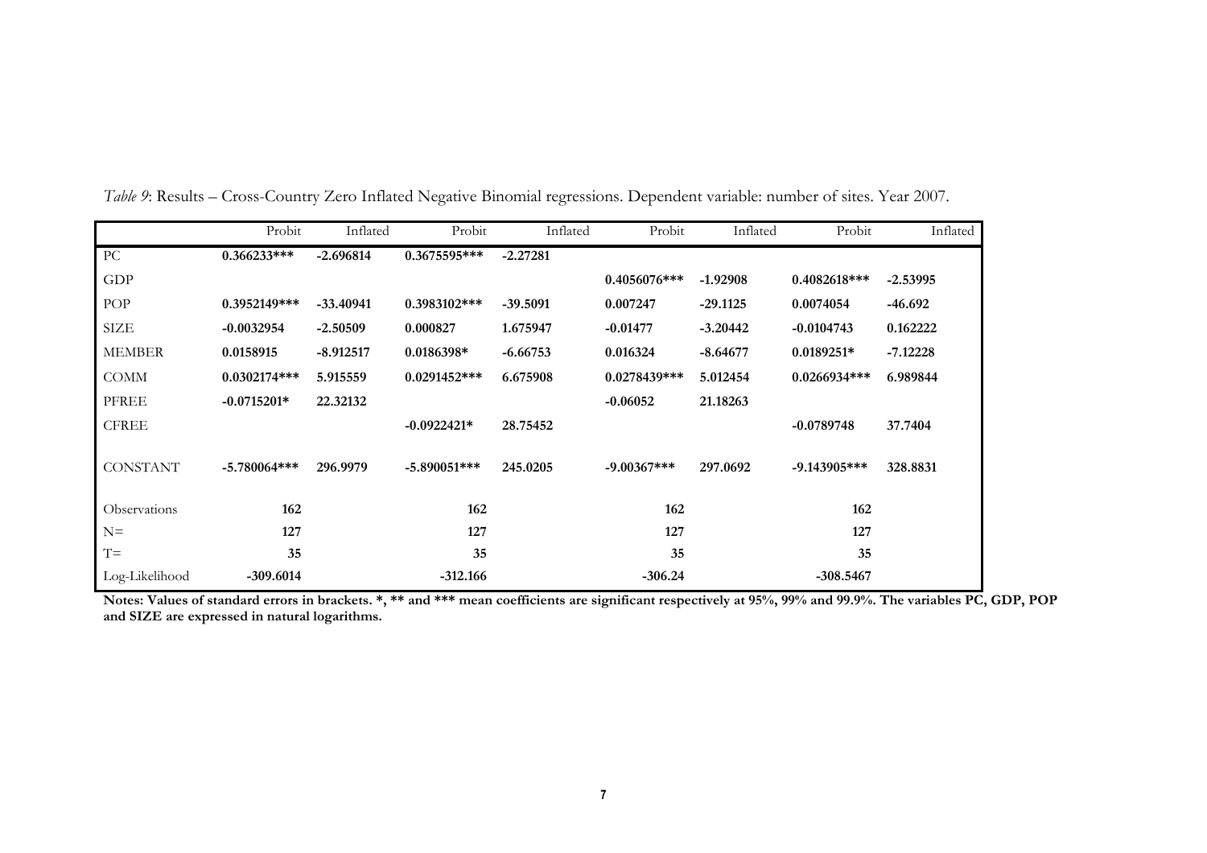*Table 9*: Results – Cross-Country Zero Inflated Negative Binomial regressions. Dependent variable: number of sites. Year 2007.

| | Probit | Inflated | Probit | Inflated | Probit | Inflated | Probit | Inflated |
|---|---|---|---|---|---|---|---|---|
| PC | **0.366233*** ** | **-2.696814** | **0.3675595*** ** | **-2.27281** | | | | |
| GDP | | | | | **0.4056076*** ** | **-1.92908** | **0.4082618*** ** | **-2.53995** |
| POP | **0.3952149*** ** | **-33.40941** | **0.3983102*** ** | **-39.5091** | **0.007247** | **-29.1125** | **0.0074054** | **-46.692** |
| SIZE | **-0.0032954** | **-2.50509** | **0.000827** | **1.675947** | **-0.01477** | **-3.20442** | **-0.0104743** | **0.162222** |
| MEMBER | **0.0158915** | **-8.912517** | **0.0186398*** | **-6.66753** | **0.016324** | **-8.64677** | **0.0189251*** | **-7.12228** |
| COMM | **0.0302174*** ** | **5.915559** | **0.0291452*** ** | **6.675908** | **0.0278439*** ** | **5.012454** | **0.0266934*** ** | **6.989844** |
| PFREE | **-0.0715201*** | **22.32132** | | | **-0.06052** | **21.18263** | | |
| CFREE | | | **-0.0922421*** | **28.75452** | | | **-0.0789748** | **37.7404** |
| CONSTANT | **-5.780064*** ** | **296.9979** | **-5.890051*** ** | **245.0205** | **-9.00367*** ** | **297.0692** | **-9.143905*** ** | **328.8831** |
| Observations | **162** | | **162** | | **162** | | **162** | |
| N= | **127** | | **127** | | **127** | | **127** | |
| T= | **35** | | **35** | | **35** | | **35** | |
| Log-Likelihood | **-309.6014** | | **-312.166** | | **-306.24** | | **-308.5467** | |

**Notes: Values of standard errors in brackets. *, ** and *** mean coefficients are significant respectively at 95%, 99% and 99.9%. The variables PC, GDP, POP and SIZE are expressed in natural logarithms.**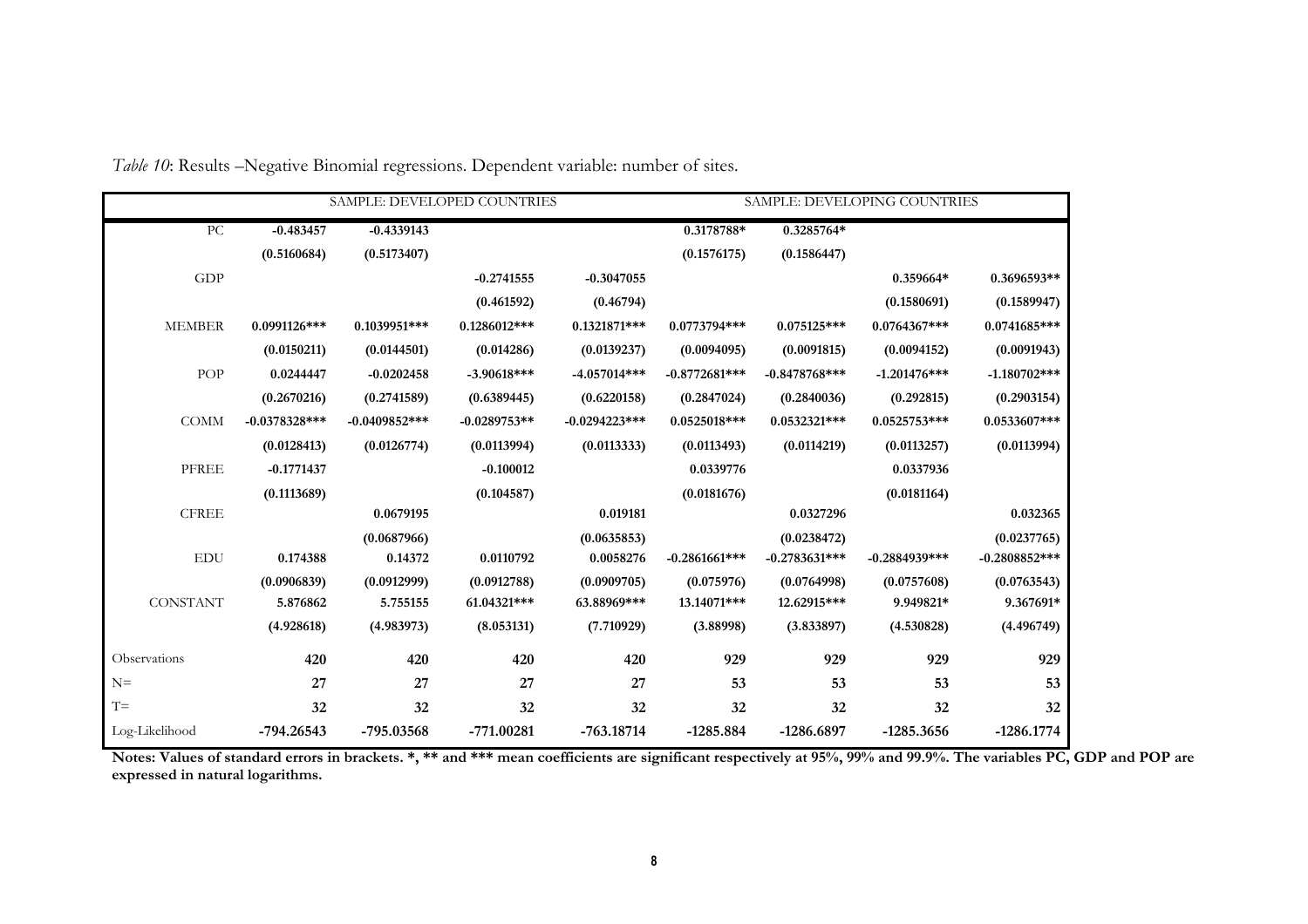*Table 10*: Results –Negative Binomial regressions. Dependent variable: number of sites.

| | SAMPLE: DEVELOPED COUNTRIES | | | | SAMPLE: DEVELOPING COUNTRIES | | | |
|---|---|---|---|---|---|---|---|---|
| PC | **-0.483457** | **-0.4339143** | | | **0.3178788*** | **0.3285764*** | | |
| | **(0.5160684)** | **(0.5173407)** | | | **(0.1576175)** | **(0.1586447)** | | |
| GDP | | | **-0.2741555** | **-0.3047055** | | | **0.359664*** | **0.3696593**** |
| | | | **(0.461592)** | **(0.46794)** | | | **(0.1580691)** | **(0.1589947)** |
| MEMBER | **0.0991126***** | **0.1039951***** | **0.1286012***** | **0.1321871***** | **0.0773794***** | **0.075125***** | **0.0764367***** | **0.0741685***** |
| | **(0.0150211)** | **(0.0144501)** | **(0.014286)** | **(0.0139237)** | **(0.0094095)** | **(0.0091815)** | **(0.0094152)** | **(0.0091943)** |
| POP | **0.0244447** | **-0.0202458** | **-3.90618***** | **-4.057014***** | **-0.8772681***** | **-0.8478768***** | **-1.201476***** | **-1.180702***** |
| | **(0.2670216)** | **(0.2741589)** | **(0.6389445)** | **(0.6220158)** | **(0.2847024)** | **(0.2840036)** | **(0.292815)** | **(0.2903154)** |
| COMM | **-0.0378328***** | **-0.0409852***** | **-0.0289753**** | **-0.0294223***** | **0.0525018***** | **0.0532321***** | **0.0525753***** | **0.0533607***** |
| | **(0.0128413)** | **(0.0126774)** | **(0.0113994)** | **(0.0113333)** | **(0.0113493)** | **(0.0114219)** | **(0.0113257)** | **(0.0113994)** |
| PFREE | **-0.1771437** | | **-0.100012** | | **0.0339776** | | **0.0337936** | |
| | **(0.1113689)** | | **(0.104587)** | | **(0.0181676)** | | **(0.0181164)** | |
| CFREE | | **0.0679195** | | **0.019181** | | **0.0327296** | | **0.032365** |
| | | **(0.0687966)** | | **(0.0635853)** | | **(0.0238472)** | | **(0.0237765)** |
| EDU | **0.174388** | **0.14372** | **0.0110792** | **0.0058276** | **-0.2861661***** | **-0.2783631***** | **-0.2884939***** | **-0.2808852***** |
| | **(0.0906839)** | **(0.0912999)** | **(0.0912788)** | **(0.0909705)** | **(0.075976)** | **(0.0764998)** | **(0.0757608)** | **(0.0763543)** |
| CONSTANT | **5.876862** | **5.755155** | **61.04321***** | **63.88969***** | **13.14071***** | **12.62915***** | **9.949821*** | **9.367691*** |
| | **(4.928618)** | **(4.983973)** | **(8.053131)** | **(7.710929)** | **(3.88998)** | **(3.833897)** | **(4.530828)** | **(4.496749)** |
| Observations | **420** | **420** | **420** | **420** | **929** | **929** | **929** | **929** |
| N= | **27** | **27** | **27** | **27** | **53** | **53** | **53** | **53** |
| T= | **32** | **32** | **32** | **32** | **32** | **32** | **32** | **32** |
| Log-Likelihood | **-794.26543** | **-795.03568** | **-771.00281** | **-763.18714** | **-1285.884** | **-1286.6897** | **-1285.3656** | **-1286.1774** |

**Notes: Values of standard errors in brackets. *, ** and *** mean coefficients are significant respectively at 95%, 99% and 99.9%. The variables PC, GDP and POP are expressed in natural logarithms.**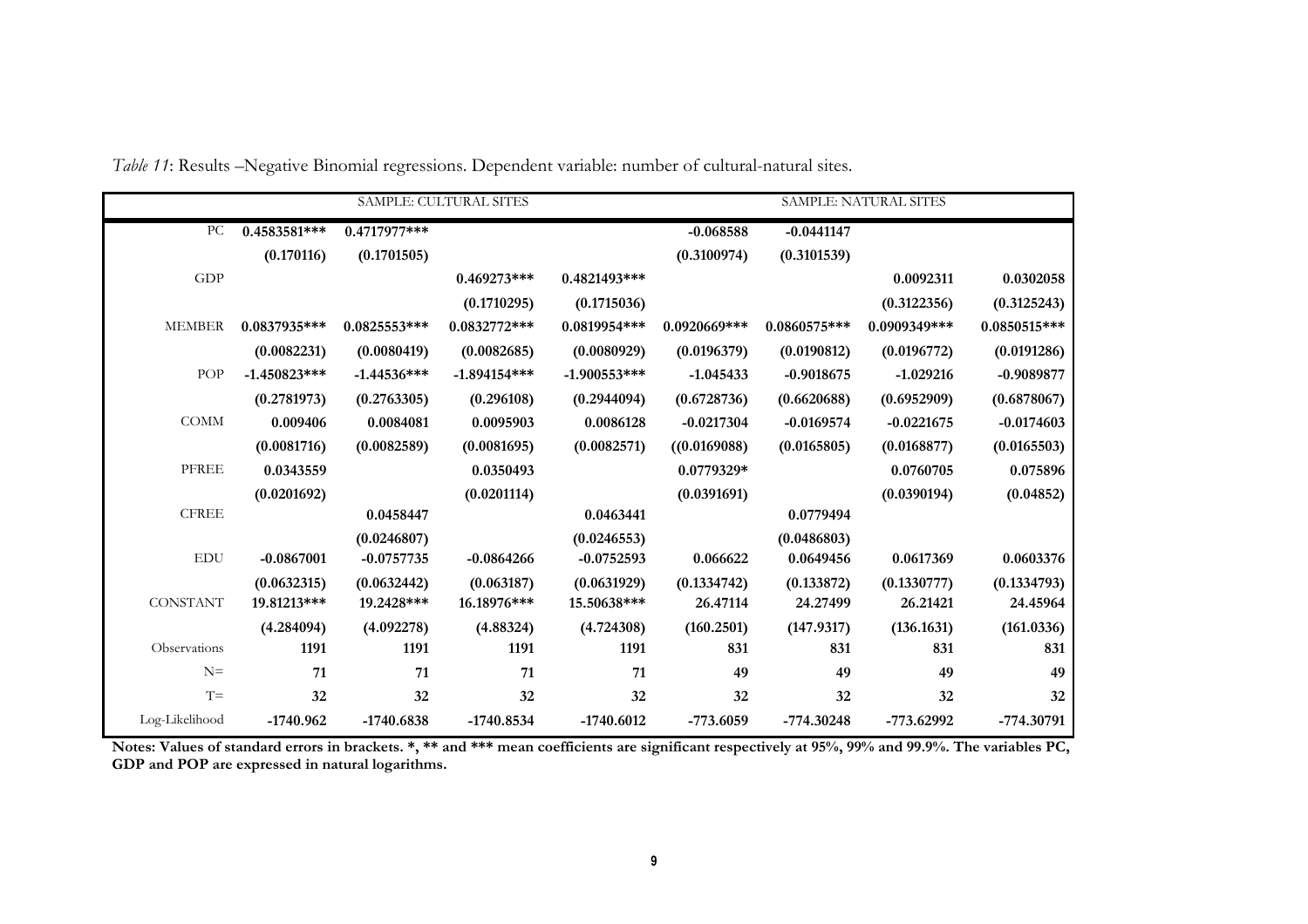*Table 11*: Results –Negative Binomial regressions. Dependent variable: number of cultural-natural sites.

| | SAMPLE: CULTURAL SITES | | | | SAMPLE: NATURAL SITES | | | |
|---|---|---|---|---|---|---|---|---|
| PC | **0.4583581*** ** | **0.4717977*** ** | | | **-0.068588** | **-0.0441147** | | |
| | **(0.170116)** | **(0.1701505)** | | | **(0.3100974)** | **(0.3101539)** | | |
| GDP | | | **0.469273*** ** | **0.4821493*** ** | | | **0.0092311** | **0.0302058** |
| | | | **(0.1710295)** | **(0.1715036)** | | | **(0.3122356)** | **(0.3125243)** |
| MEMBER | **0.0837935*** ** | **0.0825553*** ** | **0.0832772*** ** | **0.0819954*** ** | **0.0920669*** ** | **0.0860575*** ** | **0.0909349*** ** | **0.0850515*** ** |
| | **(0.0082231)** | **(0.0080419)** | **(0.0082685)** | **(0.0080929)** | **(0.0196379)** | **(0.0190812)** | **(0.0196772)** | **(0.0191286)** |
| POP | **-1.450823*** ** | **-1.44536*** ** | **-1.894154*** ** | **-1.900553*** ** | **-1.045433** | **-0.9018675** | **-1.029216** | **-0.9089877** |
| | **(0.2781973)** | **(0.2763305)** | **(0.296108)** | **(0.2944094)** | **(0.6728736)** | **(0.6620688)** | **(0.6952909)** | **(0.6878067)** |
| COMM | **0.009406** | **0.0084081** | **0.0095903** | **0.0086128** | **-0.0217304** | **-0.0169574** | **-0.0221675** | **-0.0174603** |
| | **(0.0081716)** | **(0.0082589)** | **(0.0081695)** | **(0.0082571)** | **((0.0169088)** | **(0.0165805)** | **(0.0168877)** | **(0.0165503)** |
| PFREE | **0.0343559** | | **0.0350493** | | **0.0779329*** | | **0.0760705** | **0.075896** |
| | **(0.0201692)** | | **(0.0201114)** | | **(0.0391691)** | | **(0.0390194)** | **(0.04852)** |
| CFREE | | **0.0458447** | | **0.0463441** | | **0.0779494** | | |
| | | **(0.0246807)** | | **(0.0246553)** | | **(0.0486803)** | | |
| EDU | **-0.0867001** | **-0.0757735** | **-0.0864266** | **-0.0752593** | **0.066622** | **0.0649456** | **0.0617369** | **0.0603376** |
| | **(0.0632315)** | **(0.0632442)** | **(0.063187)** | **(0.0631929)** | **(0.1334742)** | **(0.133872)** | **(0.1330777)** | **(0.1334793)** |
| CONSTANT | **19.81213*** ** | **19.2428*** ** | **16.18976*** ** | **15.50638*** ** | **26.47114** | **24.27499** | **26.21421** | **24.45964** |
| | **(4.284094)** | **(4.092278)** | **(4.88324)** | **(4.724308)** | **(160.2501)** | **(147.9317)** | **(136.1631)** | **(161.0336)** |
| Observations | **1191** | **1191** | **1191** | **1191** | **831** | **831** | **831** | **831** |
| N= | **71** | **71** | **71** | **71** | **49** | **49** | **49** | **49** |
| T= | **32** | **32** | **32** | **32** | **32** | **32** | **32** | **32** |
| Log-Likelihood | **-1740.962** | **-1740.6838** | **-1740.8534** | **-1740.6012** | **-773.6059** | **-774.30248** | **-773.62992** | **-774.30791** |

**Notes: Values of standard errors in brackets. *, ** and *** mean coefficients are significant respectively at 95%, 99% and 99.9%. The variables PC, GDP and POP are expressed in natural logarithms.**